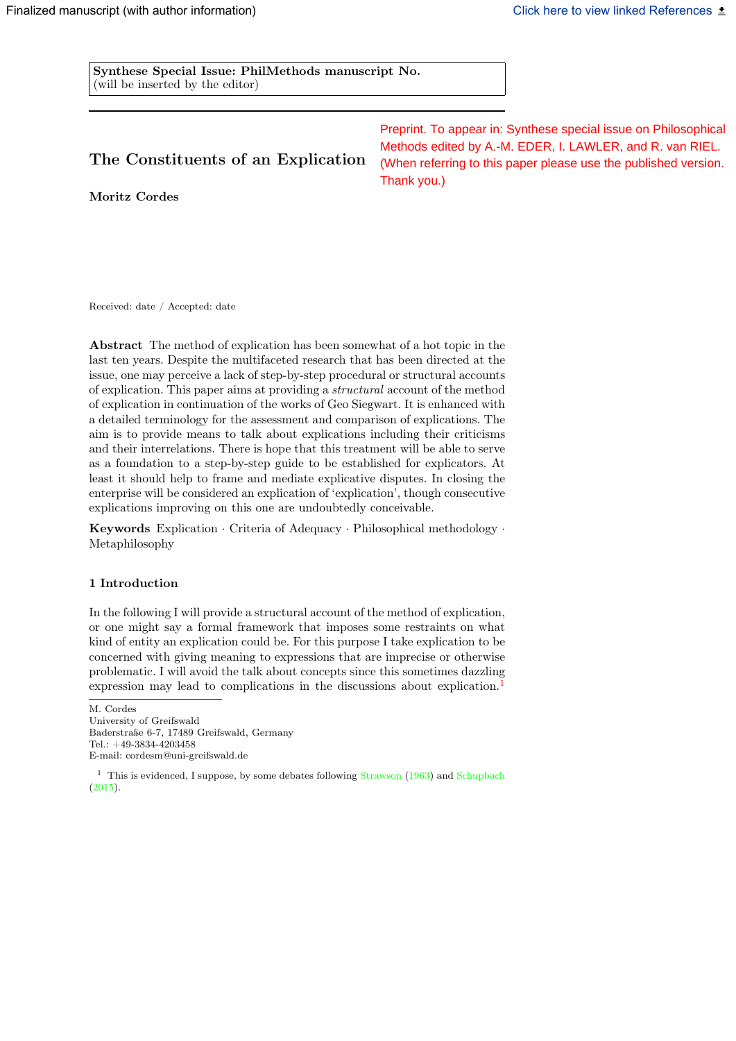Synthese Special Issue: PhilMethods manuscript No.
(will be inserted by the editor)

Preprint. To appear in: Synthese special issue on Philosophical Methods edited by A.-M. EDER, I. LAWLER, and R. van RIEL. (When referring to this paper please use the published version. Thank you.)

# The Constituents of an Explication

**Moritz Cordes**

Received: date / Accepted: date

**Abstract** The method of explication has been somewhat of a hot topic in the last ten years. Despite the multifaceted research that has been directed at the issue, one may perceive a lack of step-by-step procedural or structural accounts of explication. This paper aims at providing a *structural* account of the method of explication in continuation of the works of Geo Siegwart. It is enhanced with a detailed terminology for the assessment and comparison of explications. The aim is to provide means to talk about explications including their criticisms and their interrelations. There is hope that this treatment will be able to serve as a foundation to a step-by-step guide to be established for explicators. At least it should help to frame and mediate explicative disputes. In closing the enterprise will be considered an explication of 'explication', though consecutive explications improving on this one are undoubtedly conceivable.

**Keywords** Explication · Criteria of Adequacy · Philosophical methodology · Metaphilosophy

## 1 Introduction

In the following I will provide a structural account of the method of explication, or one might say a formal framework that imposes some restraints on what kind of entity an explication could be. For this purpose I take explication to be concerned with giving meaning to expressions that are imprecise or otherwise problematic. I will avoid the talk about concepts since this sometimes dazzling expression may lead to complications in the discussions about explication.[1]

M. Cordes
University of Greifswald
Baderstraße 6-7, 17489 Greifswald, Germany
Tel.: +49-3834-4203458
E-mail: cordesm@uni-greifswald.de

[1] This is evidenced, I suppose, by some debates following Strawson (1963) and Schupbach (2015).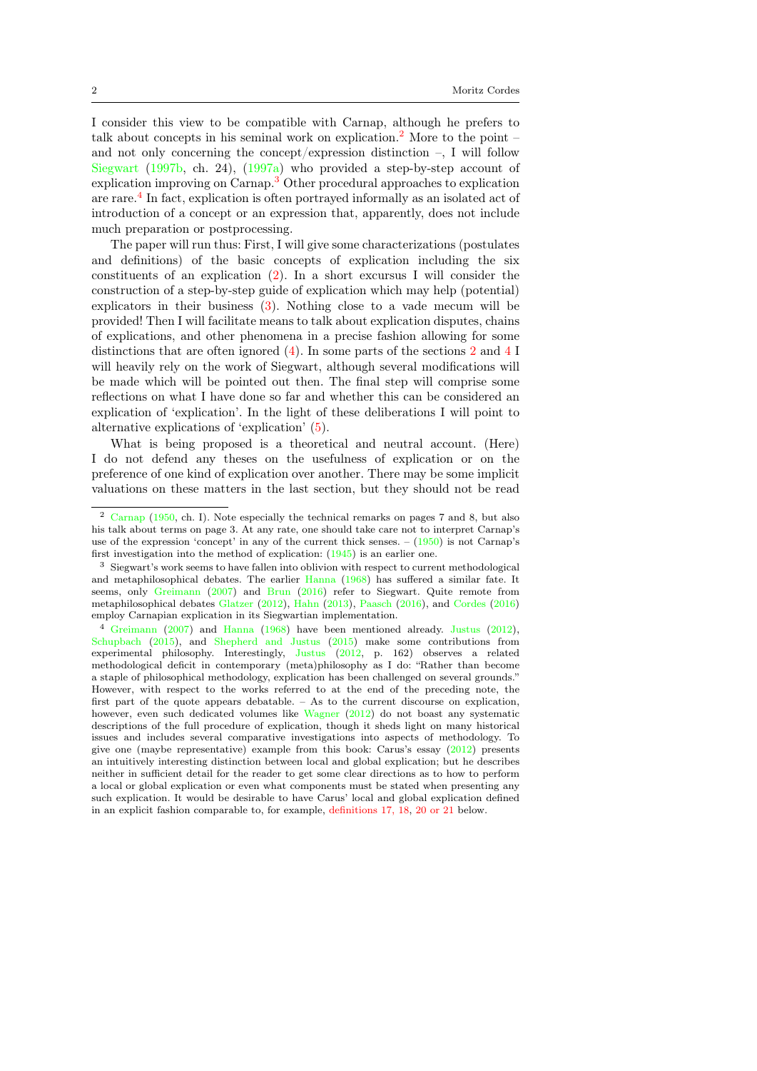I consider this view to be compatible with Carnap, although he prefers to talk about concepts in his seminal work on explication.[2] More to the point – and not only concerning the concept/expression distinction –, I will follow Siegwart (1997b, ch. 24), (1997a) who provided a step-by-step account of explication improving on Carnap.[3] Other procedural approaches to explication are rare.[4] In fact, explication is often portrayed informally as an isolated act of introduction of a concept or an expression that, apparently, does not include much preparation or postprocessing.

The paper will run thus: First, I will give some characterizations (postulates and definitions) of the basic concepts of explication including the six constituents of an explication (2). In a short excursus I will consider the construction of a step-by-step guide of explication which may help (potential) explicators in their business (3). Nothing close to a vade mecum will be provided! Then I will facilitate means to talk about explication disputes, chains of explications, and other phenomena in a precise fashion allowing for some distinctions that are often ignored (4). In some parts of the sections 2 and 4 I will heavily rely on the work of Siegwart, although several modifications will be made which will be pointed out then. The final step will comprise some reflections on what I have done so far and whether this can be considered an explication of 'explication'. In the light of these deliberations I will point to alternative explications of 'explication' (5).

What is being proposed is a theoretical and neutral account. (Here) I do not defend any theses on the usefulness of explication or on the preference of one kind of explication over another. There may be some implicit valuations on these matters in the last section, but they should not be read

---

[2] Carnap (1950, ch. I). Note especially the technical remarks on pages 7 and 8, but also his talk about terms on page 3. At any rate, one should take care not to interpret Carnap's use of the expression 'concept' in any of the current thick senses. – (1950) is not Carnap's first investigation into the method of explication: (1945) is an earlier one.

[3] Siegwart's work seems to have fallen into oblivion with respect to current methodological and metaphilosophical debates. The earlier Hanna (1968) has suffered a similar fate. It seems, only Greimann (2007) and Brun (2016) refer to Siegwart. Quite remote from metaphilosophical debates Glatzer (2012), Hahn (2013), Paasch (2016), and Cordes (2016) employ Carnapian explication in its Siegwartian implementation.

[4] Greimann (2007) and Hanna (1968) have been mentioned already. Justus (2012), Schupbach (2015), and Shepherd and Justus (2015) make some contributions from experimental philosophy. Interestingly, Justus (2012, p. 162) observes a related methodological deficit in contemporary (meta)philosophy as I do: "Rather than become a staple of philosophical methodology, explication has been challenged on several grounds." However, with respect to the works referred to at the end of the preceding note, the first part of the quote appears debatable. – As to the current discourse on explication, however, even such dedicated volumes like Wagner (2012) do not boast any systematic descriptions of the full procedure of explication, though it sheds light on many historical issues and includes several comparative investigations into aspects of methodology. To give one (maybe representative) example from this book: Carus's essay (2012) presents an intuitively interesting distinction between local and global explication; but he describes neither in sufficient detail for the reader to get some clear directions as to how to perform a local or global explication or even what components must be stated when presenting any such explication. It would be desirable to have Carus' local and global explication defined in an explicit fashion comparable to, for example, definitions 17, 18, 20 or 21 below.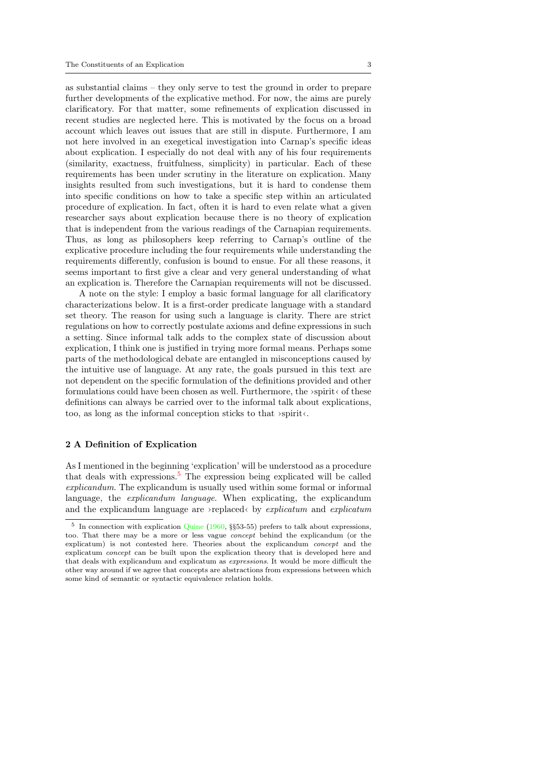as substantial claims – they only serve to test the ground in order to prepare further developments of the explicative method. For now, the aims are purely clarificatory. For that matter, some refinements of explication discussed in recent studies are neglected here. This is motivated by the focus on a broad account which leaves out issues that are still in dispute. Furthermore, I am not here involved in an exegetical investigation into Carnap's specific ideas about explication. I especially do not deal with any of his four requirements (similarity, exactness, fruitfulness, simplicity) in particular. Each of these requirements has been under scrutiny in the literature on explication. Many insights resulted from such investigations, but it is hard to condense them into specific conditions on how to take a specific step within an articulated procedure of explication. In fact, often it is hard to even relate what a given researcher says about explication because there is no theory of explication that is independent from the various readings of the Carnapian requirements. Thus, as long as philosophers keep referring to Carnap's outline of the explicative procedure including the four requirements while understanding the requirements differently, confusion is bound to ensue. For all these reasons, it seems important to first give a clear and very general understanding of what an explication is. Therefore the Carnapian requirements will not be discussed.

A note on the style: I employ a basic formal language for all clarificatory characterizations below. It is a first-order predicate language with a standard set theory. The reason for using such a language is clarity. There are strict regulations on how to correctly postulate axioms and define expressions in such a setting. Since informal talk adds to the complex state of discussion about explication, I think one is justified in trying more formal means. Perhaps some parts of the methodological debate are entangled in misconceptions caused by the intuitive use of language. At any rate, the goals pursued in this text are not dependent on the specific formulation of the definitions provided and other formulations could have been chosen as well. Furthermore, the ›spirit‹ of these definitions can always be carried over to the informal talk about explications, too, as long as the informal conception sticks to that ›spirit‹.

## 2 A Definition of Explication

As I mentioned in the beginning 'explication' will be understood as a procedure that deals with expressions.[5] The expression being explicated will be called *explicandum*. The explicandum is usually used within some formal or informal language, the *explicandum language*. When explicating, the explicandum and the explicandum language are ›replaced‹ by *explicatum* and *explicatum*

[5] In connection with explication Quine (1960, §§53-55) prefers to talk about expressions, too. That there may be a more or less vague *concept* behind the explicandum (or the explicatum) is not contested here. Theories about the explicandum *concept* and the explicatum *concept* can be built upon the explication theory that is developed here and that deals with explicandum and explicatum as *expressions*. It would be more difficult the other way around if we agree that concepts are abstractions from expressions between which some kind of semantic or syntactic equivalence relation holds.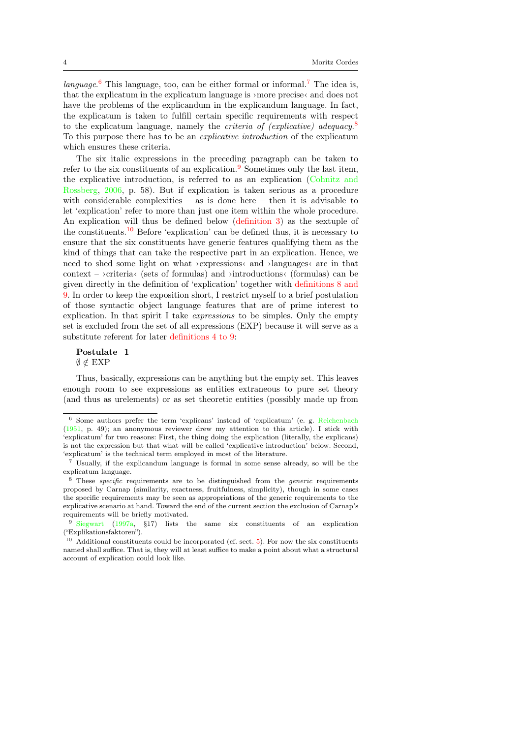*language*.[6] This language, too, can be either formal or informal.[7] The idea is, that the explicatum in the explicatum language is ›more precise‹ and does not have the problems of the explicandum in the explicandum language. In fact, the explicatum is taken to fulfill certain specific requirements with respect to the explicatum language, namely the *criteria of (explicative) adequacy*.[8] To this purpose there has to be an *explicative introduction* of the explicatum which ensures these criteria.

The six italic expressions in the preceding paragraph can be taken to refer to the six constituents of an explication.[9] Sometimes only the last item, the explicative introduction, is referred to as an explication (Cohnitz and Rossberg, 2006, p. 58). But if explication is taken serious as a procedure with considerable complexities – as is done here – then it is advisable to let 'explication' refer to more than just one item within the whole procedure. An explication will thus be defined below (definition 3) as the sextuple of the constituents.[10] Before 'explication' can be defined thus, it is necessary to ensure that the six constituents have generic features qualifying them as the kind of things that can take the respective part in an explication. Hence, we need to shed some light on what ›expressions‹ and ›languages‹ are in that context – ›criteria‹ (sets of formulas) and ›introductions‹ (formulas) can be given directly in the definition of 'explication' together with definitions 8 and 9. In order to keep the exposition short, I restrict myself to a brief postulation of those syntactic object language features that are of prime interest to explication. In that spirit I take *expressions* to be simples. Only the empty set is excluded from the set of all expressions (EXP) because it will serve as a substitute referent for later definitions 4 to 9:

**Postulate 1**
$\emptyset \notin \mathrm{EXP}$

Thus, basically, expressions can be anything but the empty set. This leaves enough room to see expressions as entities extraneous to pure set theory (and thus as urelements) or as set theoretic entities (possibly made up from

---

[6] Some authors prefer the term 'explicans' instead of 'explicatum' (e. g. Reichenbach (1951, p. 49); an anonymous reviewer drew my attention to this article). I stick with 'explicatum' for two reasons: First, the thing doing the explication (literally, the explicans) is not the expression but that what will be called 'explicative introduction' below. Second, 'explicatum' is the technical term employed in most of the literature.

[7] Usually, if the explicandum language is formal in some sense already, so will be the explicatum language.

[8] These *specific* requirements are to be distinguished from the *generic* requirements proposed by Carnap (similarity, exactness, fruitfulness, simplicity), though in some cases the specific requirements may be seen as appropriations of the generic requirements to the explicative scenario at hand. Toward the end of the current section the exclusion of Carnap's requirements will be briefly motivated.

[9] Siegwart (1997a, §17) lists the same six constituents of an explication ("Explikationsfaktoren").

[10] Additional constituents could be incorporated (cf. sect. 5). For now the six constituents named shall suffice. That is, they will at least suffice to make a point about what a structural account of explication could look like.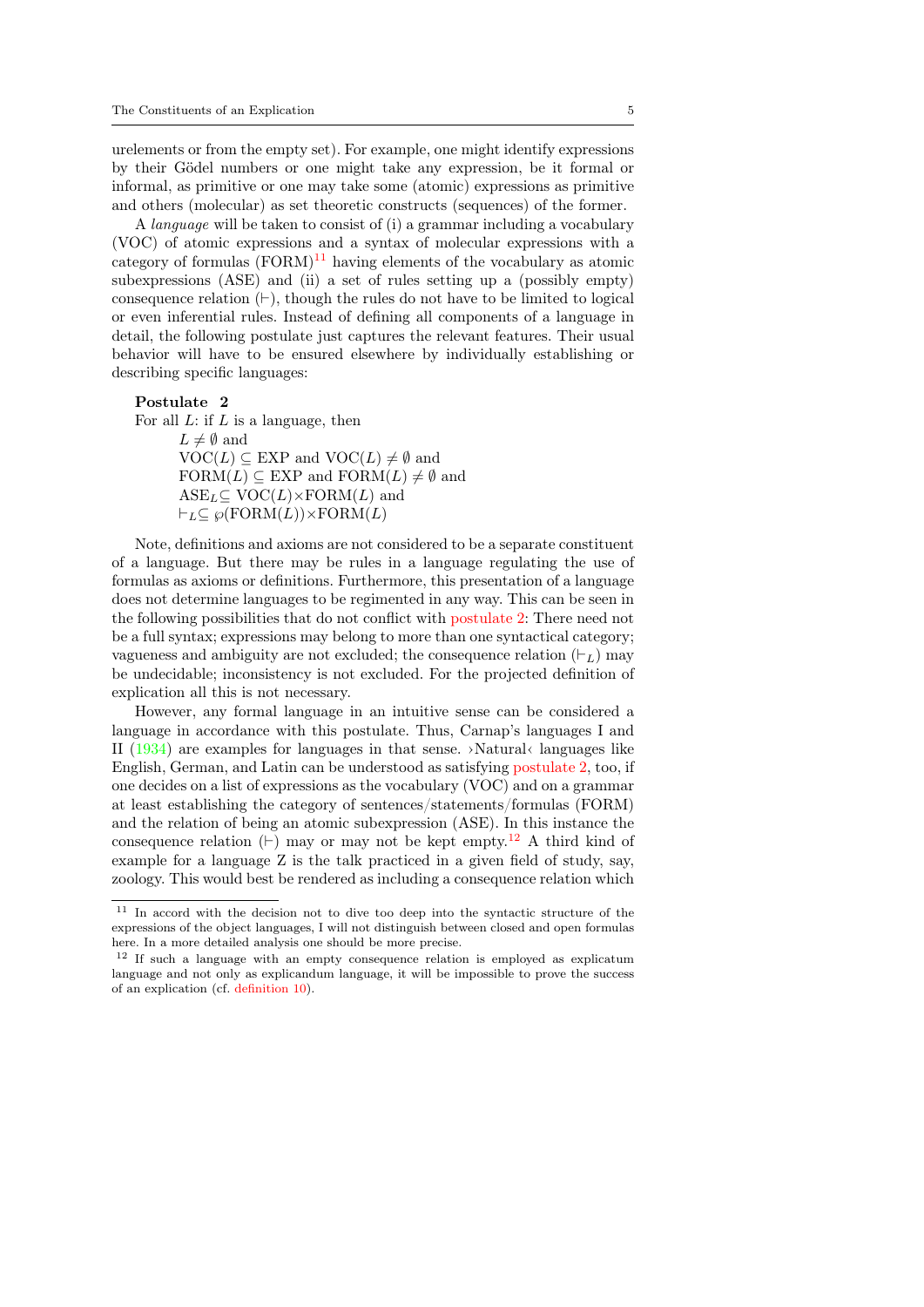urelements or from the empty set). For example, one might identify expressions by their Gödel numbers or one might take any expression, be it formal or informal, as primitive or one may take some (atomic) expressions as primitive and others (molecular) as set theoretic constructs (sequences) of the former.

A *language* will be taken to consist of (i) a grammar including a vocabulary (VOC) of atomic expressions and a syntax of molecular expressions with a category of formulas (FORM)[11] having elements of the vocabulary as atomic subexpressions (ASE) and (ii) a set of rules setting up a (possibly empty) consequence relation ($\vdash$), though the rules do not have to be limited to logical or even inferential rules. Instead of defining all components of a language in detail, the following postulate just captures the relevant features. Their usual behavior will have to be ensured elsewhere by individually establishing or describing specific languages:

**Postulate 2**
For all $L$: if $L$ is a language, then
$L \neq \emptyset$ and
$\mathrm{VOC}(L) \subseteq \mathrm{EXP}$ and $\mathrm{VOC}(L) \neq \emptyset$ and
$\mathrm{FORM}(L) \subseteq \mathrm{EXP}$ and $\mathrm{FORM}(L) \neq \emptyset$ and
$\mathrm{ASE}_L \subseteq \mathrm{VOC}(L) \times \mathrm{FORM}(L)$ and
$\vdash_L \subseteq \wp(\mathrm{FORM}(L)) \times \mathrm{FORM}(L)$

Note, definitions and axioms are not considered to be a separate constituent of a language. But there may be rules in a language regulating the use of formulas as axioms or definitions. Furthermore, this presentation of a language does not determine languages to be regimented in any way. This can be seen in the following possibilities that do not conflict with postulate 2: There need not be a full syntax; expressions may belong to more than one syntactical category; vagueness and ambiguity are not excluded; the consequence relation ($\vdash_L$) may be undecidable; inconsistency is not excluded. For the projected definition of explication all this is not necessary.

However, any formal language in an intuitive sense can be considered a language in accordance with this postulate. Thus, Carnap's languages I and II (1934) are examples for languages in that sense. ›Natural‹ languages like English, German, and Latin can be understood as satisfying postulate 2, too, if one decides on a list of expressions as the vocabulary (VOC) and on a grammar at least establishing the category of sentences/statements/formulas (FORM) and the relation of being an atomic subexpression (ASE). In this instance the consequence relation ($\vdash$) may or may not be kept empty.[12] A third kind of example for a language Z is the talk practiced in a given field of study, say, zoology. This would best be rendered as including a consequence relation which

[11] In accord with the decision not to dive too deep into the syntactic structure of the expressions of the object languages, I will not distinguish between closed and open formulas here. In a more detailed analysis one should be more precise.

[12] If such a language with an empty consequence relation is employed as explicatum language and not only as explicandum language, it will be impossible to prove the success of an explication (cf. definition 10).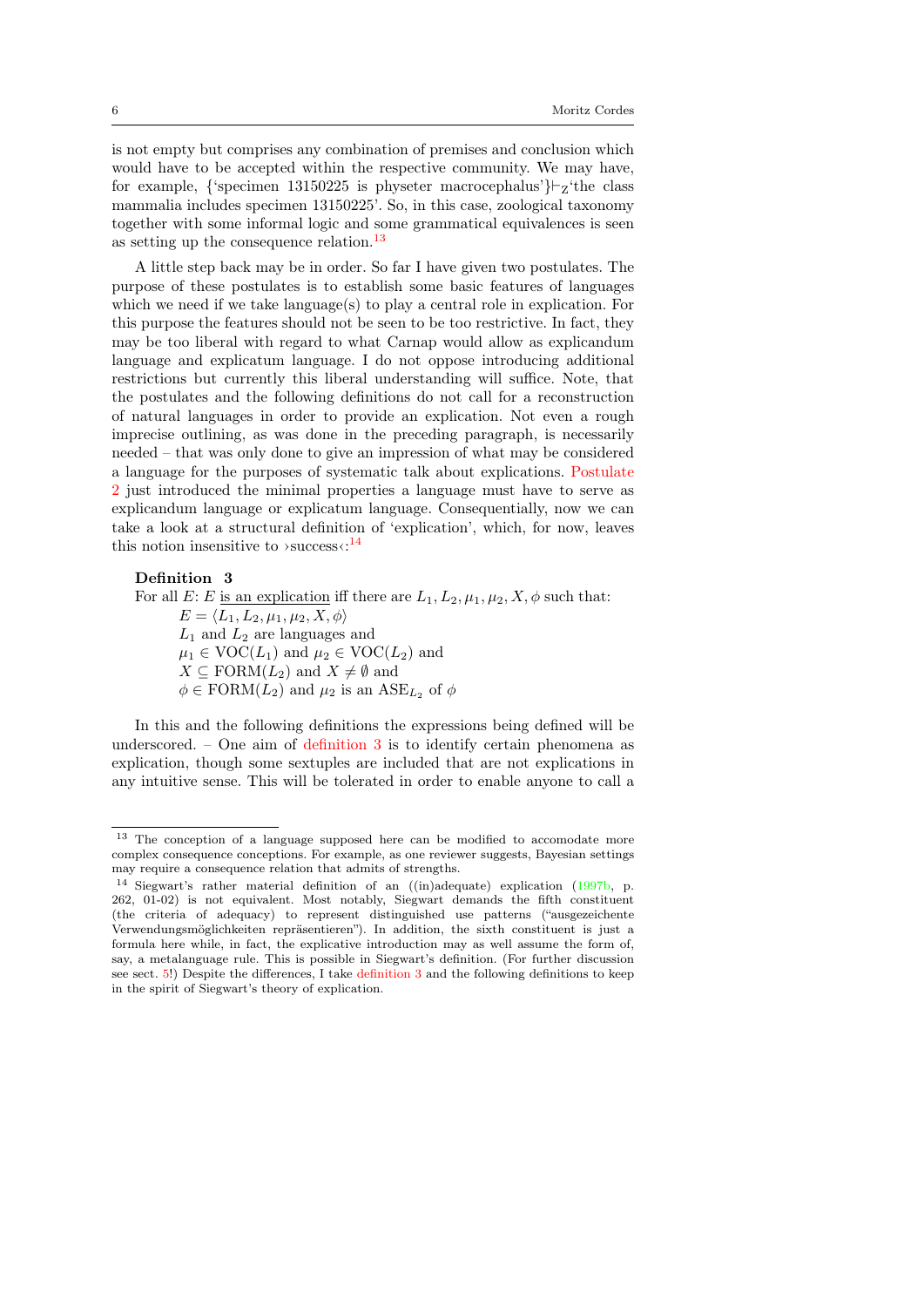is not empty but comprises any combination of premises and conclusion which would have to be accepted within the respective community. We may have, for example, {'specimen 13150225 is physeter macrocephalus'}$\vdash_Z$'the class mammalia includes specimen 13150225'. So, in this case, zoological taxonomy together with some informal logic and some grammatical equivalences is seen as setting up the consequence relation.[13]

A little step back may be in order. So far I have given two postulates. The purpose of these postulates is to establish some basic features of languages which we need if we take language(s) to play a central role in explication. For this purpose the features should not be seen to be too restrictive. In fact, they may be too liberal with regard to what Carnap would allow as explicandum language and explicatum language. I do not oppose introducing additional restrictions but currently this liberal understanding will suffice. Note, that the postulates and the following definitions do not call for a reconstruction of natural languages in order to provide an explication. Not even a rough imprecise outlining, as was done in the preceding paragraph, is necessarily needed – that was only done to give an impression of what may be considered a language for the purposes of systematic talk about explications. Postulate 2 just introduced the minimal properties a language must have to serve as explicandum language or explicatum language. Consequentially, now we can take a look at a structural definition of 'explication', which, for now, leaves this notion insensitive to ›success‹:[14]

**Definition 3**
For all $E$: $E$ <u>is an explication</u> iff there are $L_1, L_2, \mu_1, \mu_2, X, \phi$ such that:
$E = \langle L_1, L_2, \mu_1, \mu_2, X, \phi \rangle$
$L_1$ and $L_2$ are languages and
$\mu_1 \in \mathrm{VOC}(L_1)$ and $\mu_2 \in \mathrm{VOC}(L_2)$ and
$X \subseteq \mathrm{FORM}(L_2)$ and $X \neq \emptyset$ and
$\phi \in \mathrm{FORM}(L_2)$ and $\mu_2$ is an $\mathrm{ASE}_{L_2}$ of $\phi$

In this and the following definitions the expressions being defined will be underscored. – One aim of definition 3 is to identify certain phenomena as explication, though some sextuples are included that are not explications in any intuitive sense. This will be tolerated in order to enable anyone to call a

[13] The conception of a language supposed here can be modified to accomodate more complex consequence conceptions. For example, as one reviewer suggests, Bayesian settings may require a consequence relation that admits of strengths.

[14] Siegwart's rather material definition of an ((in)adequate) explication (1997b, p. 262, 01-02) is not equivalent. Most notably, Siegwart demands the fifth constituent (the criteria of adequacy) to represent distinguished use patterns ("ausgezeichente Verwendungsmöglichkeiten repräsentieren"). In addition, the sixth constituent is just a formula here while, in fact, the explicative introduction may as well assume the form of, say, a metalanguage rule. This is possible in Siegwart's definition. (For further discussion see sect. 5!) Despite the differences, I take definition 3 and the following definitions to keep in the spirit of Siegwart's theory of explication.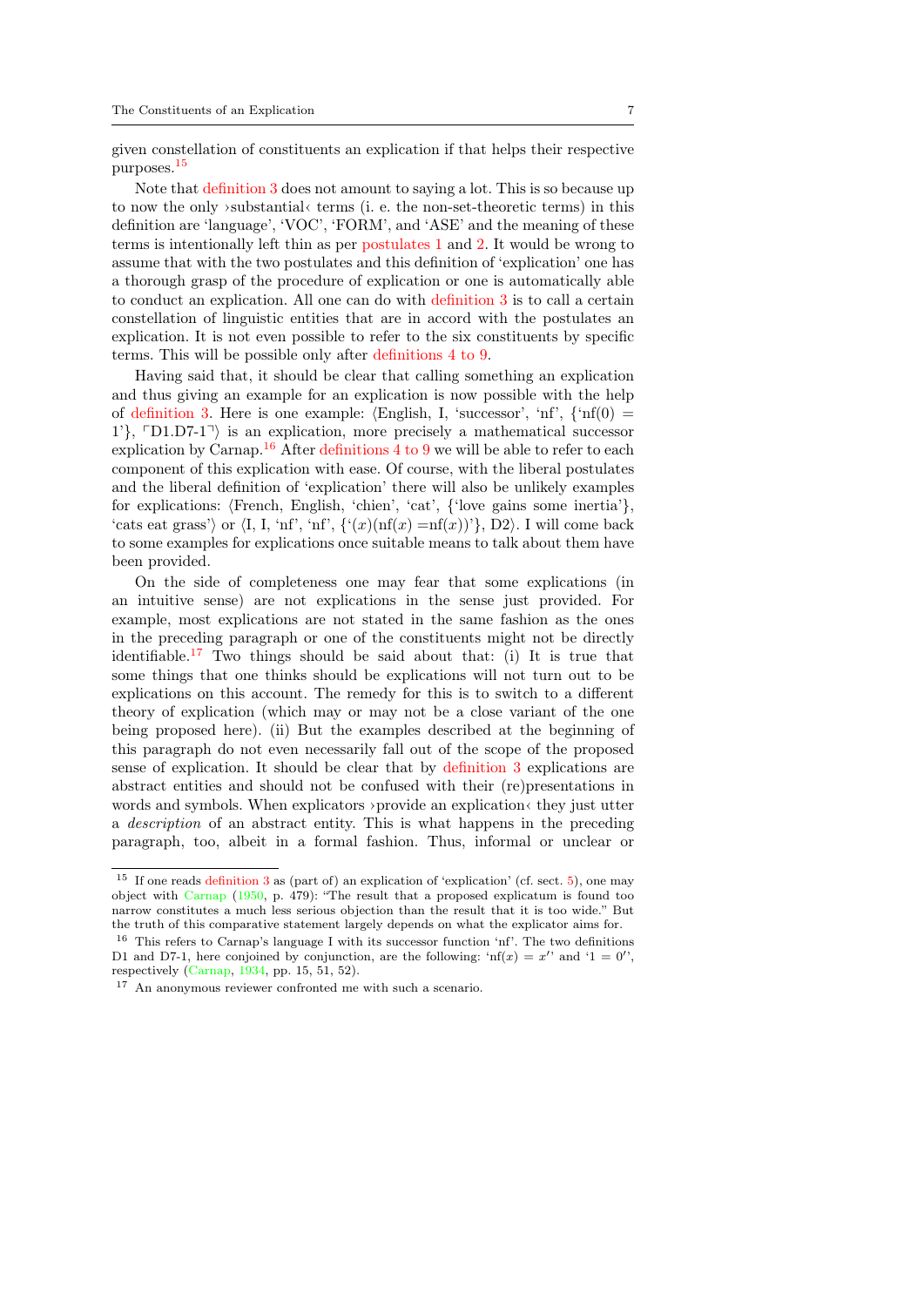given constellation of constituents an explication if that helps their respective purposes.[15]

Note that definition 3 does not amount to saying a lot. This is so because up to now the only ›substantial‹ terms (i. e. the non-set-theoretic terms) in this definition are 'language', 'VOC', 'FORM', and 'ASE' and the meaning of these terms is intentionally left thin as per postulates 1 and 2. It would be wrong to assume that with the two postulates and this definition of 'explication' one has a thorough grasp of the procedure of explication or one is automatically able to conduct an explication. All one can do with definition 3 is to call a certain constellation of linguistic entities that are in accord with the postulates an explication. It is not even possible to refer to the six constituents by specific terms. This will be possible only after definitions 4 to 9.

Having said that, it should be clear that calling something an explication and thus giving an example for an explication is now possible with the help of definition 3. Here is one example: ⟨English, I, 'successor', 'nf', {'nf(0) = 1'}, ⌜D1.D7-1⌝⟩ is an explication, more precisely a mathematical successor explication by Carnap.[16] After definitions 4 to 9 we will be able to refer to each component of this explication with ease. Of course, with the liberal postulates and the liberal definition of 'explication' there will also be unlikely examples for explications: ⟨French, English, 'chien', 'cat', {'love gains some inertia'}, 'cats eat grass'⟩ or ⟨I, I, 'nf', 'nf', {'$(x)(\text{nf}(x) = \text{nf}(x))$'}, D2⟩. I will come back to some examples for explications once suitable means to talk about them have been provided.

On the side of completeness one may fear that some explications (in an intuitive sense) are not explications in the sense just provided. For example, most explications are not stated in the same fashion as the ones in the preceding paragraph or one of the constituents might not be directly identifiable.[17] Two things should be said about that: (i) It is true that some things that one thinks should be explications will not turn out to be explications on this account. The remedy for this is to switch to a different theory of explication (which may or may not be a close variant of the one being proposed here). (ii) But the examples described at the beginning of this paragraph do not even necessarily fall out of the scope of the proposed sense of explication. It should be clear that by definition 3 explications are abstract entities and should not be confused with their (re)presentations in words and symbols. When explicators ›provide an explication‹ they just utter a *description* of an abstract entity. This is what happens in the preceding paragraph, too, albeit in a formal fashion. Thus, informal or unclear or

---

[15] If one reads definition 3 as (part of) an explication of 'explication' (cf. sect. 5), one may object with Carnap (1950, p. 479): "The result that a proposed explicatum is found too narrow constitutes a much less serious objection than the result that it is too wide." But the truth of this comparative statement largely depends on what the explicator aims for.

[16] This refers to Carnap's language I with its successor function 'nf'. The two definitions D1 and D7-1, here conjoined by conjunction, are the following: '$\text{nf}(x) = x'$' and '$1 = 0'$', respectively (Carnap, 1934, pp. 15, 51, 52).

[17] An anonymous reviewer confronted me with such a scenario.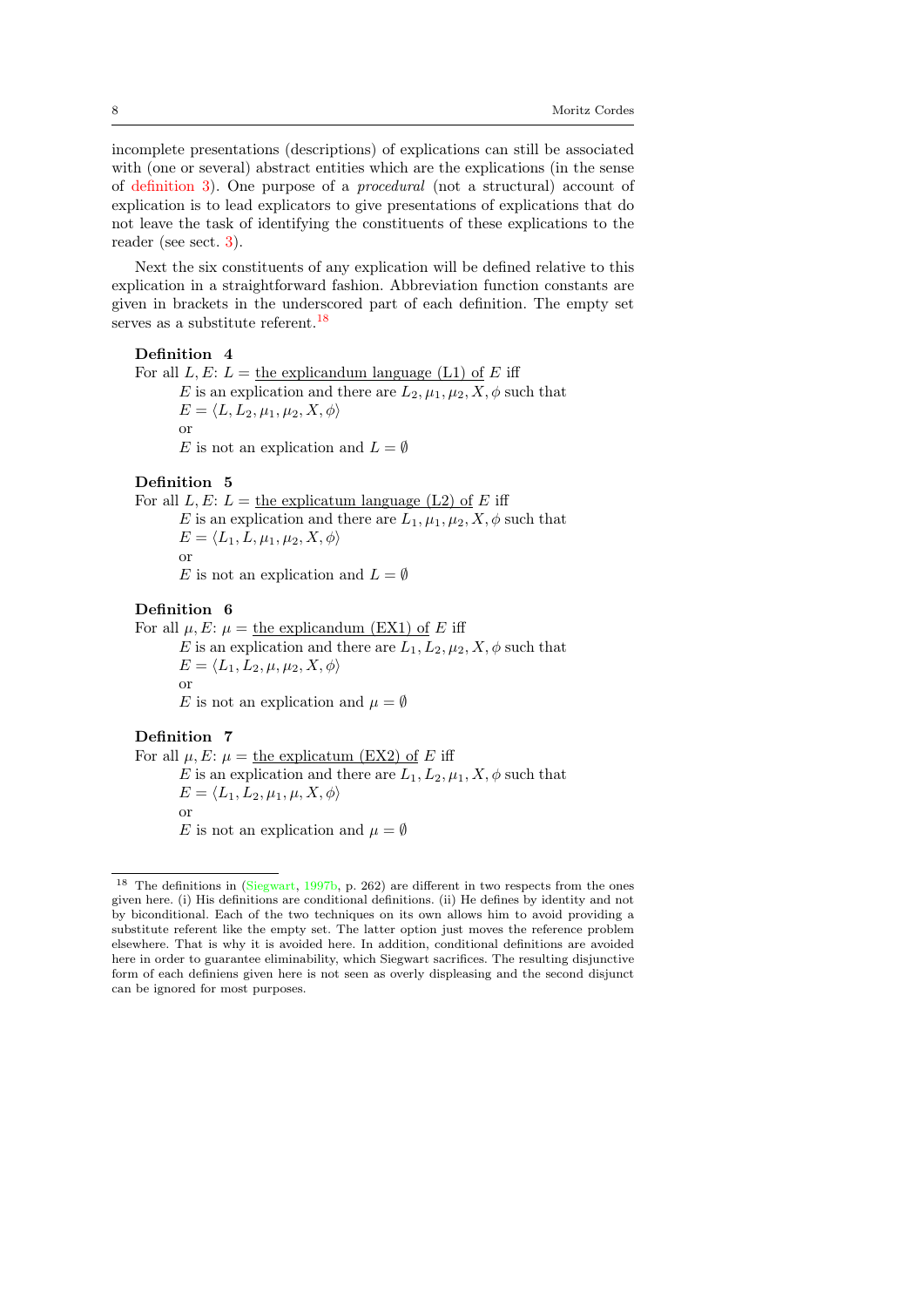incomplete presentations (descriptions) of explications can still be associated with (one or several) abstract entities which are the explications (in the sense of definition 3). One purpose of a *procedural* (not a structural) account of explication is to lead explicators to give presentations of explications that do not leave the task of identifying the constituents of these explications to the reader (see sect. 3).

Next the six constituents of any explication will be defined relative to this explication in a straightforward fashion. Abbreviation function constants are given in brackets in the underscored part of each definition. The empty set serves as a substitute referent.[18]

**Definition 4**
For all $L, E$: $L =$ <u>the explicandum language (L1) of</u> $E$ iff
    $E$ is an explication and there are $L_2, \mu_1, \mu_2, X, \phi$ such that
    $E = \langle L, L_2, \mu_1, \mu_2, X, \phi \rangle$
    or
    $E$ is not an explication and $L = \emptyset$

**Definition 5**
For all $L, E$: $L =$ <u>the explicatum language (L2) of</u> $E$ iff
    $E$ is an explication and there are $L_1, \mu_1, \mu_2, X, \phi$ such that
    $E = \langle L_1, L, \mu_1, \mu_2, X, \phi \rangle$
    or
    $E$ is not an explication and $L = \emptyset$

**Definition 6**
For all $\mu, E$: $\mu =$ <u>the explicandum (EX1) of</u> $E$ iff
    $E$ is an explication and there are $L_1, L_2, \mu_2, X, \phi$ such that
    $E = \langle L_1, L_2, \mu, \mu_2, X, \phi \rangle$
    or
    $E$ is not an explication and $\mu = \emptyset$

**Definition 7**
For all $\mu, E$: $\mu =$ <u>the explicatum (EX2) of</u> $E$ iff
    $E$ is an explication and there are $L_1, L_2, \mu_1, X, \phi$ such that
    $E = \langle L_1, L_2, \mu_1, \mu, X, \phi \rangle$
    or
    $E$ is not an explication and $\mu = \emptyset$

[18] The definitions in (Siegwart, 1997b, p. 262) are different in two respects from the ones given here. (i) His definitions are conditional definitions. (ii) He defines by identity and not by biconditional. Each of the two techniques on its own allows him to avoid providing a substitute referent like the empty set. The latter option just moves the reference problem elsewhere. That is why it is avoided here. In addition, conditional definitions are avoided here in order to guarantee eliminability, which Siegwart sacrifices. The resulting disjunctive form of each definiens given here is not seen as overly displeasing and the second disjunct can be ignored for most purposes.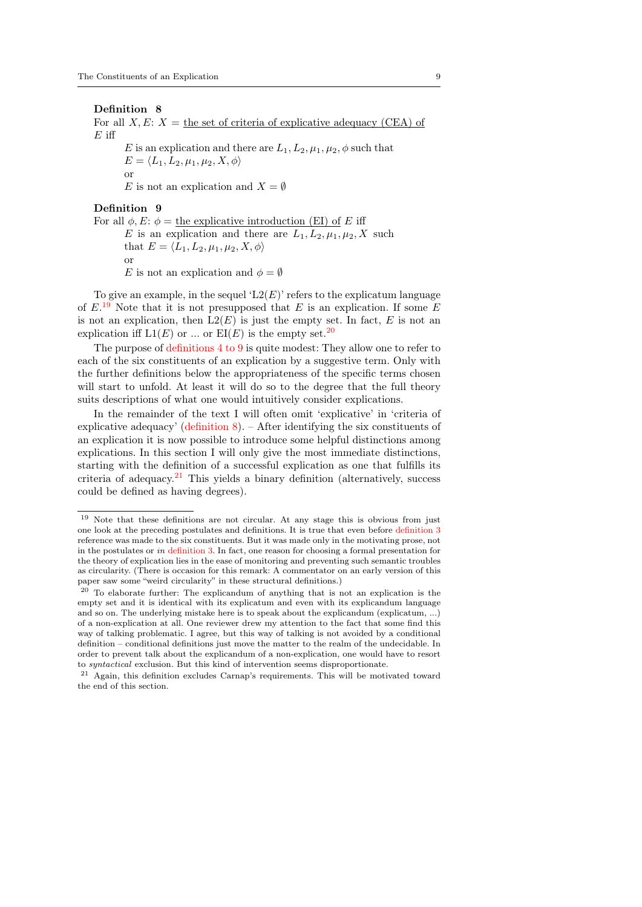**Definition 8**
For all $X, E$: $X =$ <u>the set of criteria of explicative adequacy (CEA) of $E$</u> iff

> $E$ is an explication and there are $L_1, L_2, \mu_1, \mu_2, \phi$ such that $E = \langle L_1, L_2, \mu_1, \mu_2, X, \phi \rangle$
> or
> $E$ is not an explication and $X = \emptyset$

**Definition 9**
For all $\phi, E$: $\phi =$ <u>the explicative introduction (EI) of $E$</u> iff

> $E$ is an explication and there are $L_1, L_2, \mu_1, \mu_2, X$ such that $E = \langle L_1, L_2, \mu_1, \mu_2, X, \phi \rangle$
> or
> $E$ is not an explication and $\phi = \emptyset$

To give an example, in the sequel 'L2($E$)' refers to the explicatum language of $E$.[19] Note that it is not presupposed that $E$ is an explication. If some $E$ is not an explication, then L2($E$) is just the empty set. In fact, $E$ is not an explication iff L1($E$) or ... or EI($E$) is the empty set.[20]

The purpose of definitions 4 to 9 is quite modest: They allow one to refer to each of the six constituents of an explication by a suggestive term. Only with the further definitions below the appropriateness of the specific terms chosen will start to unfold. At least it will do so to the degree that the full theory suits descriptions of what one would intuitively consider explications.

In the remainder of the text I will often omit 'explicative' in 'criteria of explicative adequacy' (definition 8). – After identifying the six constituents of an explication it is now possible to introduce some helpful distinctions among explications. In this section I will only give the most immediate distinctions, starting with the definition of a successful explication as one that fulfills its criteria of adequacy.[21] This yields a binary definition (alternatively, success could be defined as having degrees).

---

[19] Note that these definitions are not circular. At any stage this is obvious from just one look at the preceding postulates and definitions. It is true that even before definition 3 reference was made to the six constituents. But it was made only in the motivating prose, not in the postulates or *in* definition 3. In fact, one reason for choosing a formal presentation for the theory of explication lies in the ease of monitoring and preventing such semantic troubles as circularity. (There is occasion for this remark: A commentator on an early version of this paper saw some "weird circularity" in these structural definitions.)

[20] To elaborate further: The explicandum of anything that is not an explication is the empty set and it is identical with its explicatum and even with its explicandum language and so on. The underlying mistake here is to speak about the explicandum (explicatum, ...) of a non-explication at all. One reviewer drew my attention to the fact that some find this way of talking problematic. I agree, but this way of talking is not avoided by a conditional definition – conditional definitions just move the matter to the realm of the undecidable. In order to prevent talk about the explicandum of a non-explication, one would have to resort to *syntactical* exclusion. But this kind of intervention seems disproportionate.

[21] Again, this definition excludes Carnap's requirements. This will be motivated toward the end of this section.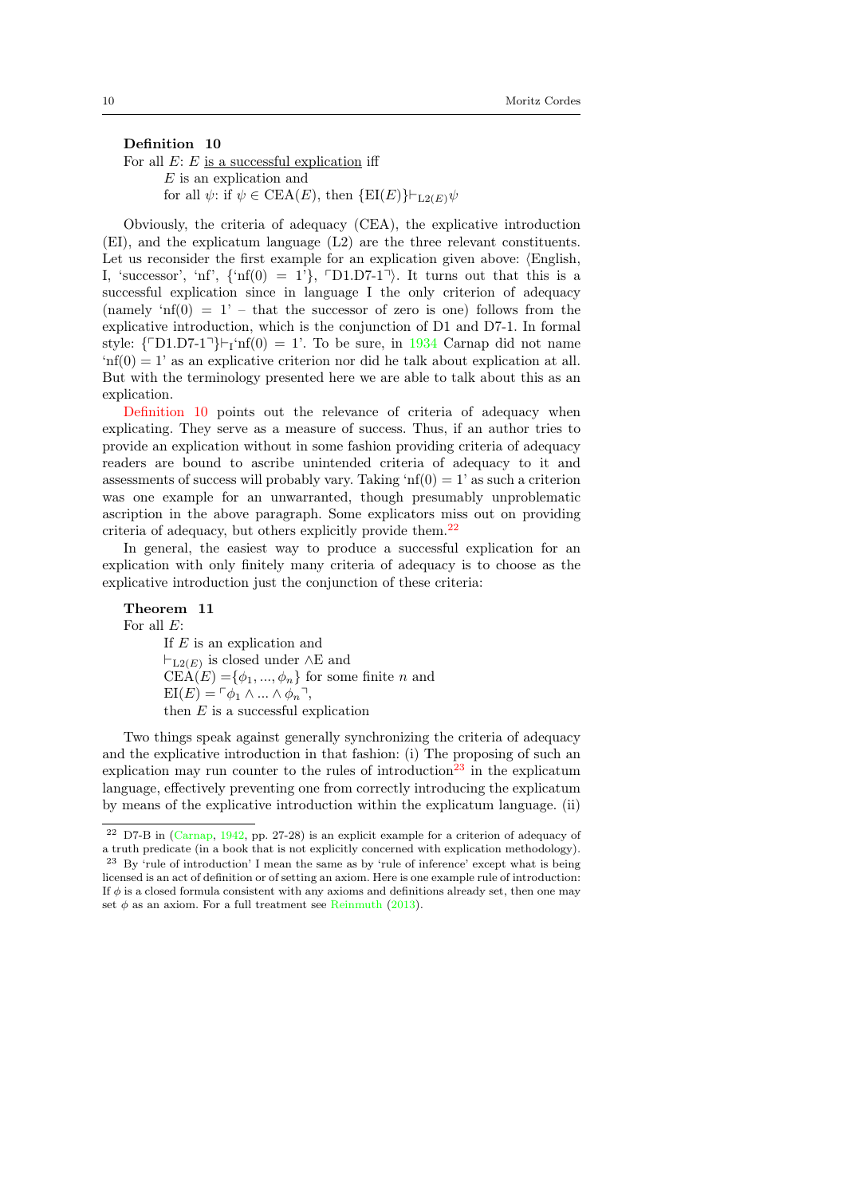**Definition 10**

For all $E$: $E$ <u>is a successful explication</u> iff
  $E$ is an explication and
  for all $\psi$: if $\psi \in \mathrm{CEA}(E)$, then $\{\mathrm{EI}(E)\}\vdash_{\mathrm{L2}(E)}\psi$

Obviously, the criteria of adequacy (CEA), the explicative introduction (EI), and the explicatum language (L2) are the three relevant constituents. Let us reconsider the first example for an explication given above: ⟨English, I, 'successor', 'nf', {'nf(0) = 1'}, ⌜D1.D7-1⌝⟩. It turns out that this is a successful explication since in language I the only criterion of adequacy (namely 'nf(0) = 1' – that the successor of zero is one) follows from the explicative introduction, which is the conjunction of D1 and D7-1. In formal style: {⌜D1.D7-1⌝}$\vdash_{\mathrm{I}}$'nf(0) = 1'. To be sure, in 1934 Carnap did not name 'nf(0) = 1' as an explicative criterion nor did he talk about explication at all. But with the terminology presented here we are able to talk about this as an explication.

Definition 10 points out the relevance of criteria of adequacy when explicating. They serve as a measure of success. Thus, if an author tries to provide an explication without in some fashion providing criteria of adequacy readers are bound to ascribe unintended criteria of adequacy to it and assessments of success will probably vary. Taking 'nf(0) = 1' as such a criterion was one example for an unwarranted, though presumably unproblematic ascription in the above paragraph. Some explicators miss out on providing criteria of adequacy, but others explicitly provide them.[22]

In general, the easiest way to produce a successful explication for an explication with only finitely many criteria of adequacy is to choose as the explicative introduction just the conjunction of these criteria:

**Theorem 11**

For all $E$:
  If $E$ is an explication and
  $\vdash_{\mathrm{L2}(E)}$ is closed under $\wedge$E and
  $\mathrm{CEA}(E) = \{\phi_1, ..., \phi_n\}$ for some finite $n$ and
  $\mathrm{EI}(E) = \ulcorner\phi_1 \wedge ... \wedge \phi_n\urcorner$,
  then $E$ is a successful explication

Two things speak against generally synchronizing the criteria of adequacy and the explicative introduction in that fashion: (i) The proposing of such an explication may run counter to the rules of introduction[23] in the explicatum language, effectively preventing one from correctly introducing the explicatum by means of the explicative introduction within the explicatum language. (ii)

---

[22] D7-B in (Carnap, 1942, pp. 27-28) is an explicit example for a criterion of adequacy of a truth predicate (in a book that is not explicitly concerned with explication methodology).

[23] By 'rule of introduction' I mean the same as by 'rule of inference' except what is being licensed is an act of definition or of setting an axiom. Here is one example rule of introduction: If $\phi$ is a closed formula consistent with any axioms and definitions already set, then one may set $\phi$ as an axiom. For a full treatment see Reinmuth (2013).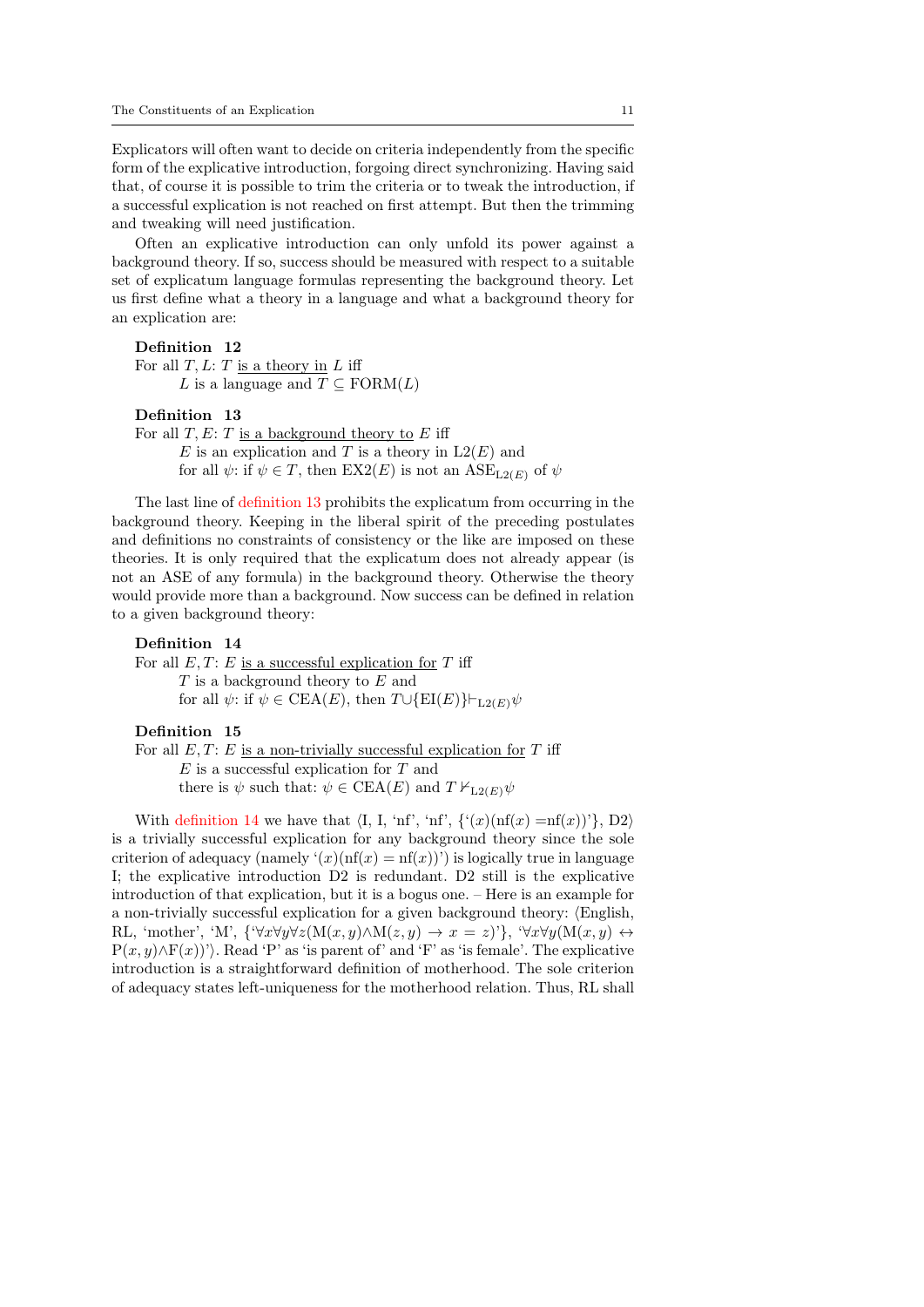Explicators will often want to decide on criteria independently from the specific form of the explicative introduction, forgoing direct synchronizing. Having said that, of course it is possible to trim the criteria or to tweak the introduction, if a successful explication is not reached on first attempt. But then the trimming and tweaking will need justification.

Often an explicative introduction can only unfold its power against a background theory. If so, success should be measured with respect to a suitable set of explicatum language formulas representing the background theory. Let us first define what a theory in a language and what a background theory for an explication are:

**Definition 12**
For all $T, L$: $T$ <u>is a theory in</u> $L$ iff
 $L$ is a language and $T \subseteq \mathrm{FORM}(L)$

**Definition 13**
For all $T, E$: $T$ <u>is a background theory to</u> $E$ iff
 $E$ is an explication and $T$ is a theory in $\mathrm{L2}(E)$ and
 for all $\psi$: if $\psi \in T$, then $\mathrm{EX2}(E)$ is not an $\mathrm{ASE}_{\mathrm{L2}(E)}$ of $\psi$

The last line of definition 13 prohibits the explicatum from occurring in the background theory. Keeping in the liberal spirit of the preceding postulates and definitions no constraints of consistency or the like are imposed on these theories. It is only required that the explicatum does not already appear (is not an ASE of any formula) in the background theory. Otherwise the theory would provide more than a background. Now success can be defined in relation to a given background theory:

**Definition 14**
For all $E, T$: $E$ <u>is a successful explication for</u> $T$ iff
 $T$ is a background theory to $E$ and
 for all $\psi$: if $\psi \in \mathrm{CEA}(E)$, then $T \cup \{\mathrm{EI}(E)\} \vdash_{\mathrm{L2}(E)} \psi$

**Definition 15**
For all $E, T$: $E$ <u>is a non-trivially successful explication for</u> $T$ iff
 $E$ is a successful explication for $T$ and
 there is $\psi$ such that: $\psi \in \mathrm{CEA}(E)$ and $T \nvdash_{\mathrm{L2}(E)} \psi$

With definition 14 we have that ⟨I, I, 'nf', 'nf', {'$(x)(\mathrm{nf}(x) = \mathrm{nf}(x))$'}, D2⟩ is a trivially successful explication for any background theory since the sole criterion of adequacy (namely '$(x)(\mathrm{nf}(x) = \mathrm{nf}(x))$') is logically true in language I; the explicative introduction D2 is redundant. D2 still is the explicative introduction of that explication, but it is a bogus one. – Here is an example for a non-trivially successful explication for a given background theory: ⟨English, RL, 'mother', 'M', {'$\forall x \forall y \forall z (\mathrm{M}(x, y) \wedge \mathrm{M}(z, y) \rightarrow x = z)$'}, '$\forall x \forall y (\mathrm{M}(x, y) \leftrightarrow \mathrm{P}(x, y) \wedge \mathrm{F}(x))$'⟩. Read 'P' as 'is parent of' and 'F' as 'is female'. The explicative introduction is a straightforward definition of motherhood. The sole criterion of adequacy states left-uniqueness for the motherhood relation. Thus, RL shall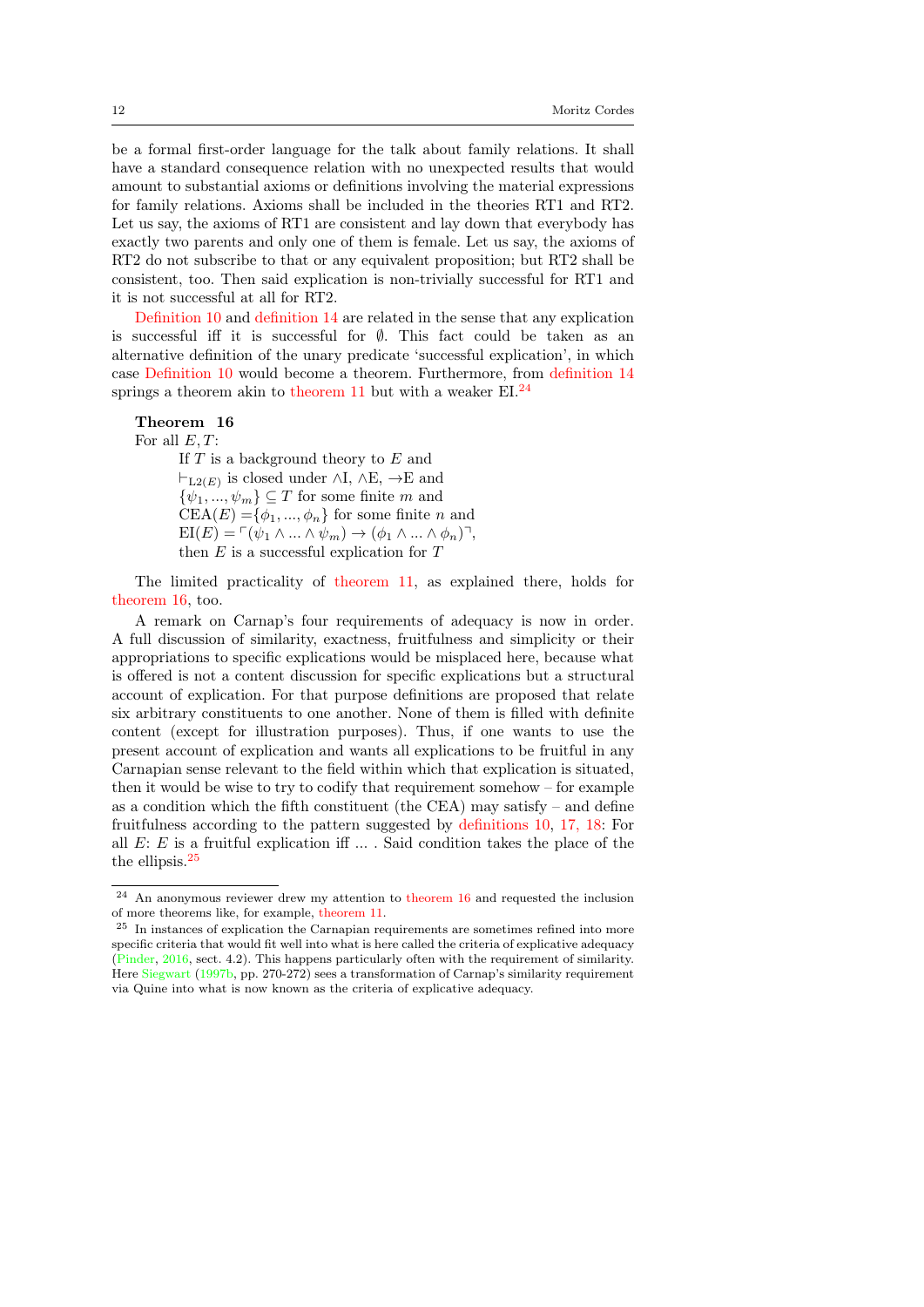be a formal first-order language for the talk about family relations. It shall have a standard consequence relation with no unexpected results that would amount to substantial axioms or definitions involving the material expressions for family relations. Axioms shall be included in the theories RT1 and RT2. Let us say, the axioms of RT1 are consistent and lay down that everybody has exactly two parents and only one of them is female. Let us say, the axioms of RT2 do not subscribe to that or any equivalent proposition; but RT2 shall be consistent, too. Then said explication is non-trivially successful for RT1 and it is not successful at all for RT2.

Definition 10 and definition 14 are related in the sense that any explication is successful iff it is successful for $\emptyset$. This fact could be taken as an alternative definition of the unary predicate 'successful explication', in which case Definition 10 would become a theorem. Furthermore, from definition 14 springs a theorem akin to theorem 11 but with a weaker EI.[24]

**Theorem 16**
For all $E, T$:
> If $T$ is a background theory to $E$ and
> $\vdash_{\mathrm{L2}(E)}$ is closed under $\wedge$I, $\wedge$E, $\rightarrow$E and
> $\{\psi_1, ..., \psi_m\} \subseteq T$ for some finite $m$ and
> $\mathrm{CEA}(E) = \{\phi_1, ..., \phi_n\}$ for some finite $n$ and
> $\mathrm{EI}(E) = \ulcorner(\psi_1 \wedge ... \wedge \psi_m) \rightarrow (\phi_1 \wedge ... \wedge \phi_n)\urcorner$,
> then $E$ is a successful explication for $T$

The limited practicality of theorem 11, as explained there, holds for theorem 16, too.

A remark on Carnap's four requirements of adequacy is now in order. A full discussion of similarity, exactness, fruitfulness and simplicity or their appropriations to specific explications would be misplaced here, because what is offered is not a content discussion for specific explications but a structural account of explication. For that purpose definitions are proposed that relate six arbitrary constituents to one another. None of them is filled with definite content (except for illustration purposes). Thus, if one wants to use the present account of explication and wants all explications to be fruitful in any Carnapian sense relevant to the field within which that explication is situated, then it would be wise to try to codify that requirement somehow – for example as a condition which the fifth constituent (the CEA) may satisfy – and define fruitfulness according to the pattern suggested by definitions 10, 17, 18: For all $E$: $E$ is a fruitful explication iff ... . Said condition takes the place of the the ellipsis.[25]

---

[24] An anonymous reviewer drew my attention to theorem 16 and requested the inclusion of more theorems like, for example, theorem 11.

[25] In instances of explication the Carnapian requirements are sometimes refined into more specific criteria that would fit well into what is here called the criteria of explicative adequacy (Pinder, 2016, sect. 4.2). This happens particularly often with the requirement of similarity. Here Siegwart (1997b, pp. 270-272) sees a transformation of Carnap's similarity requirement via Quine into what is now known as the criteria of explicative adequacy.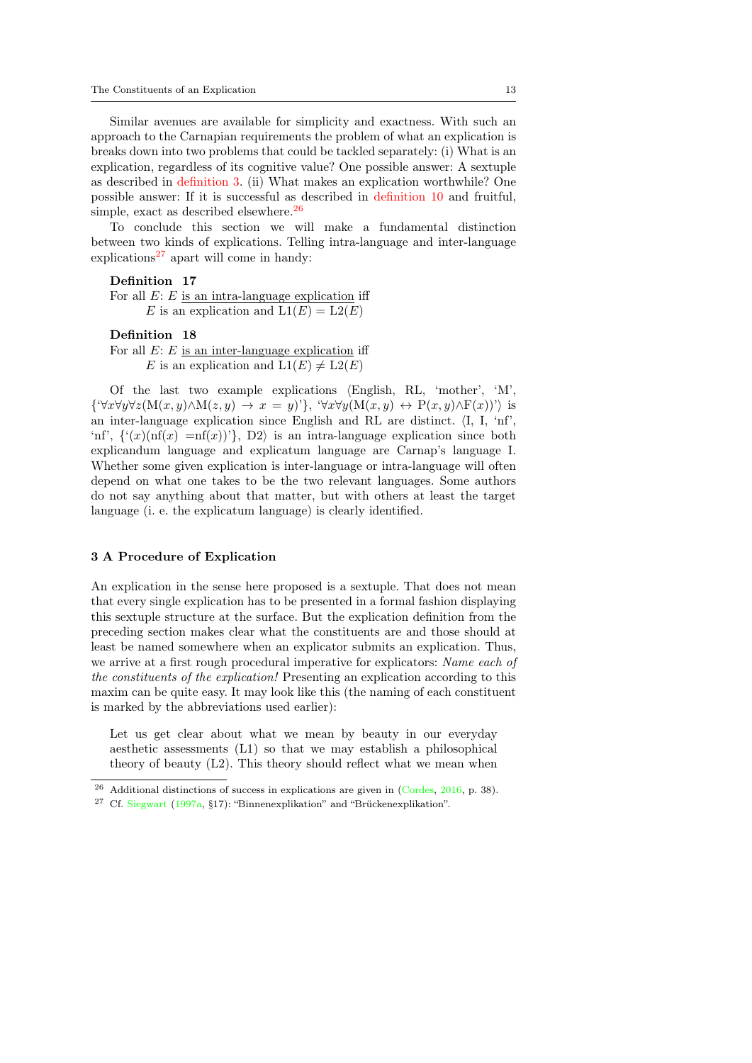Similar avenues are available for simplicity and exactness. With such an approach to the Carnapian requirements the problem of what an explication is breaks down into two problems that could be tackled separately: (i) What is an explication, regardless of its cognitive value? One possible answer: A sextuple as described in definition 3. (ii) What makes an explication worthwhile? One possible answer: If it is successful as described in definition 10 and fruitful, simple, exact as described elsewhere.[26]

To conclude this section we will make a fundamental distinction between two kinds of explications. Telling intra-language and inter-language explications[27] apart will come in handy:

**Definition 17**
For all $E$: $E$ <u>is an intra-language explication</u> iff
$E$ is an explication and $\mathrm{L1}(E) = \mathrm{L2}(E)$

**Definition 18**
For all $E$: $E$ <u>is an inter-language explication</u> iff
$E$ is an explication and $\mathrm{L1}(E) \neq \mathrm{L2}(E)$

Of the last two example explications ⟨English, RL, 'mother', 'M', $\{`\forall x \forall y \forall z(\mathrm{M}(x,y) \wedge \mathrm{M}(z,y) \rightarrow x = y)`\}$, $`\forall x \forall y(\mathrm{M}(x,y) \leftrightarrow \mathrm{P}(x,y) \wedge \mathrm{F}(x))`$⟩ is an inter-language explication since English and RL are distinct. ⟨I, I, 'nf', 'nf', $\{`(x)(\mathrm{nf}(x) = \mathrm{nf}(x))`\}$, D2⟩ is an intra-language explication since both explicandum language and explicatum language are Carnap's language I. Whether some given explication is inter-language or intra-language will often depend on what one takes to be the two relevant languages. Some authors do not say anything about that matter, but with others at least the target language (i. e. the explicatum language) is clearly identified.

## 3 A Procedure of Explication

An explication in the sense here proposed is a sextuple. That does not mean that every single explication has to be presented in a formal fashion displaying this sextuple structure at the surface. But the explication definition from the preceding section makes clear what the constituents are and those should at least be named somewhere when an explicator submits an explication. Thus, we arrive at a first rough procedural imperative for explicators: *Name each of the constituents of the explication!* Presenting an explication according to this maxim can be quite easy. It may look like this (the naming of each constituent is marked by the abbreviations used earlier):

> Let us get clear about what we mean by beauty in our everyday aesthetic assessments (L1) so that we may establish a philosophical theory of beauty (L2). This theory should reflect what we mean when

[26] Additional distinctions of success in explications are given in (Cordes, 2016, p. 38).

[27] Cf. Siegwart (1997a, §17): "Binnenexplikation" and "Brückenexplikation".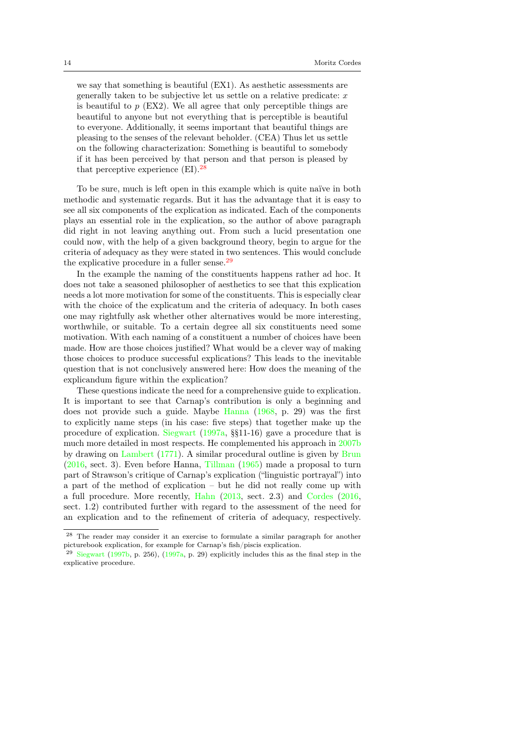> we say that something is beautiful (EX1). As aesthetic assessments are generally taken to be subjective let us settle on a relative predicate: $x$ is beautiful to $p$ (EX2). We all agree that only perceptible things are beautiful to anyone but not everything that is perceptible is beautiful to everyone. Additionally, it seems important that beautiful things are pleasing to the senses of the relevant beholder. (CEA) Thus let us settle on the following characterization: Something is beautiful to somebody if it has been perceived by that person and that person is pleased by that perceptive experience (EI).[28]

To be sure, much is left open in this example which is quite naïve in both methodic and systematic regards. But it has the advantage that it is easy to see all six components of the explication as indicated. Each of the components plays an essential role in the explication, so the author of above paragraph did right in not leaving anything out. From such a lucid presentation one could now, with the help of a given background theory, begin to argue for the criteria of adequacy as they were stated in two sentences. This would conclude the explicative procedure in a fuller sense.[29]

In the example the naming of the constituents happens rather ad hoc. It does not take a seasoned philosopher of aesthetics to see that this explication needs a lot more motivation for some of the constituents. This is especially clear with the choice of the explicatum and the criteria of adequacy. In both cases one may rightfully ask whether other alternatives would be more interesting, worthwhile, or suitable. To a certain degree all six constituents need some motivation. With each naming of a constituent a number of choices have been made. How are those choices justified? What would be a clever way of making those choices to produce successful explications? This leads to the inevitable question that is not conclusively answered here: How does the meaning of the explicandum figure within the explication?

These questions indicate the need for a comprehensive guide to explication. It is important to see that Carnap's contribution is only a beginning and does not provide such a guide. Maybe Hanna (1968, p. 29) was the first to explicitly name steps (in his case: five steps) that together make up the procedure of explication. Siegwart (1997a, §§11-16) gave a procedure that is much more detailed in most respects. He complemented his approach in 2007b by drawing on Lambert (1771). A similar procedural outline is given by Brun (2016, sect. 3). Even before Hanna, Tillman (1965) made a proposal to turn part of Strawson's critique of Carnap's explication ("linguistic portrayal") into a part of the method of explication – but he did not really come up with a full procedure. More recently, Hahn (2013, sect. 2.3) and Cordes (2016, sect. 1.2) contributed further with regard to the assessment of the need for an explication and to the refinement of criteria of adequacy, respectively.

---

[28] The reader may consider it an exercise to formulate a similar paragraph for another picturebook explication, for example for Carnap's fish/piscis explication.

[29] Siegwart (1997b, p. 256), (1997a, p. 29) explicitly includes this as the final step in the explicative procedure.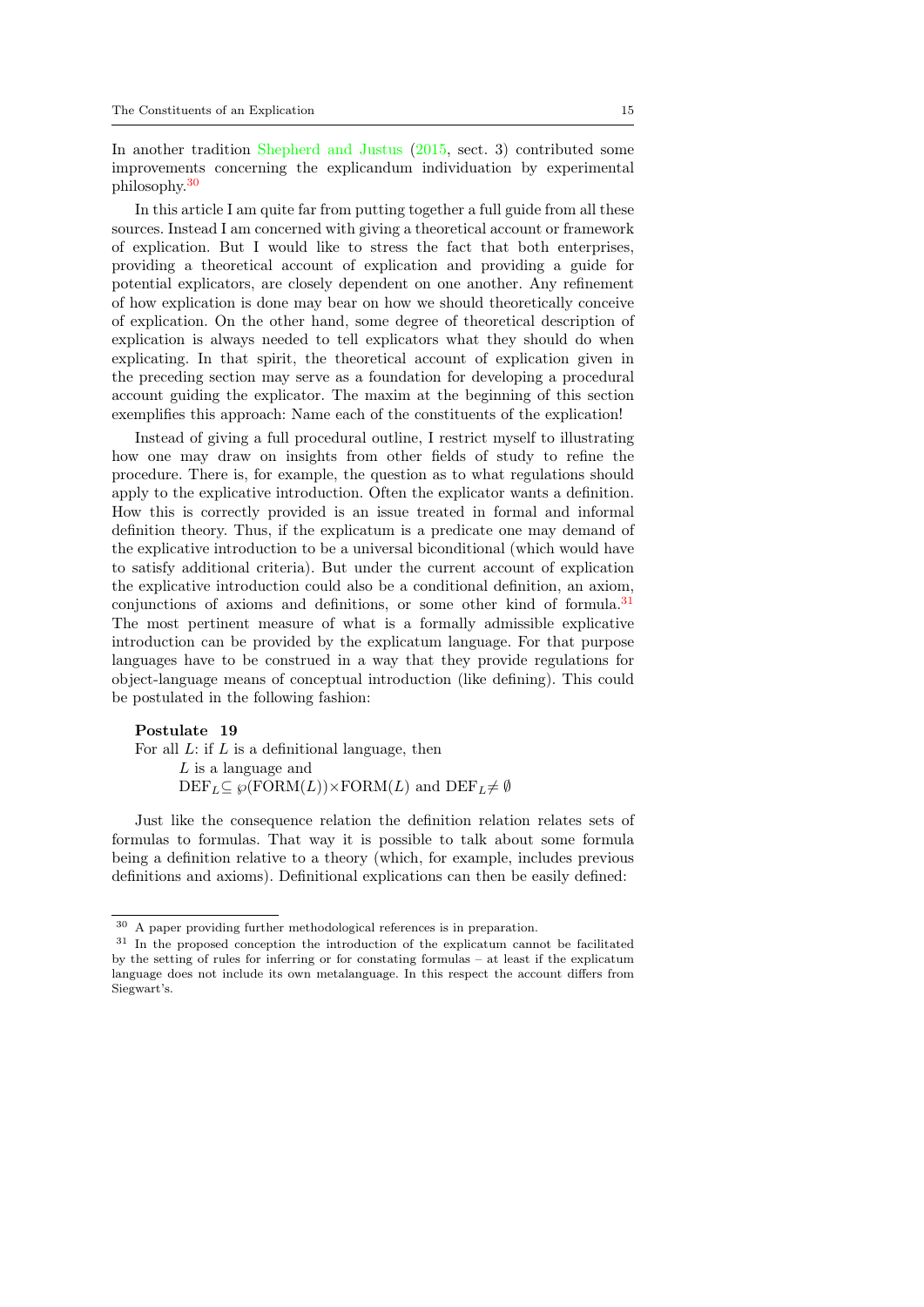In another tradition Shepherd and Justus (2015, sect. 3) contributed some improvements concerning the explicandum individuation by experimental philosophy.[30]

In this article I am quite far from putting together a full guide from all these sources. Instead I am concerned with giving a theoretical account or framework of explication. But I would like to stress the fact that both enterprises, providing a theoretical account of explication and providing a guide for potential explicators, are closely dependent on one another. Any refinement of how explication is done may bear on how we should theoretically conceive of explication. On the other hand, some degree of theoretical description of explication is always needed to tell explicators what they should do when explicating. In that spirit, the theoretical account of explication given in the preceding section may serve as a foundation for developing a procedural account guiding the explicator. The maxim at the beginning of this section exemplifies this approach: Name each of the constituents of the explication!

Instead of giving a full procedural outline, I restrict myself to illustrating how one may draw on insights from other fields of study to refine the procedure. There is, for example, the question as to what regulations should apply to the explicative introduction. Often the explicator wants a definition. How this is correctly provided is an issue treated in formal and informal definition theory. Thus, if the explicatum is a predicate one may demand of the explicative introduction to be a universal biconditional (which would have to satisfy additional criteria). But under the current account of explication the explicative introduction could also be a conditional definition, an axiom, conjunctions of axioms and definitions, or some other kind of formula.[31] The most pertinent measure of what is a formally admissible explicative introduction can be provided by the explicatum language. For that purpose languages have to be construed in a way that they provide regulations for object-language means of conceptual introduction (like defining). This could be postulated in the following fashion:

**Postulate 19**
For all $L$: if $L$ is a definitional language, then
  $L$ is a language and
  $\mathrm{DEF}_L \subseteq \wp(\mathrm{FORM}(L)) \times \mathrm{FORM}(L)$ and $\mathrm{DEF}_L \neq \emptyset$

Just like the consequence relation the definition relation relates sets of formulas to formulas. That way it is possible to talk about some formula being a definition relative to a theory (which, for example, includes previous definitions and axioms). Definitional explications can then be easily defined:

---

[30] A paper providing further methodological references is in preparation.

[31] In the proposed conception the introduction of the explicatum cannot be facilitated by the setting of rules for inferring or for constating formulas – at least if the explicatum language does not include its own metalanguage. In this respect the account differs from Siegwart's.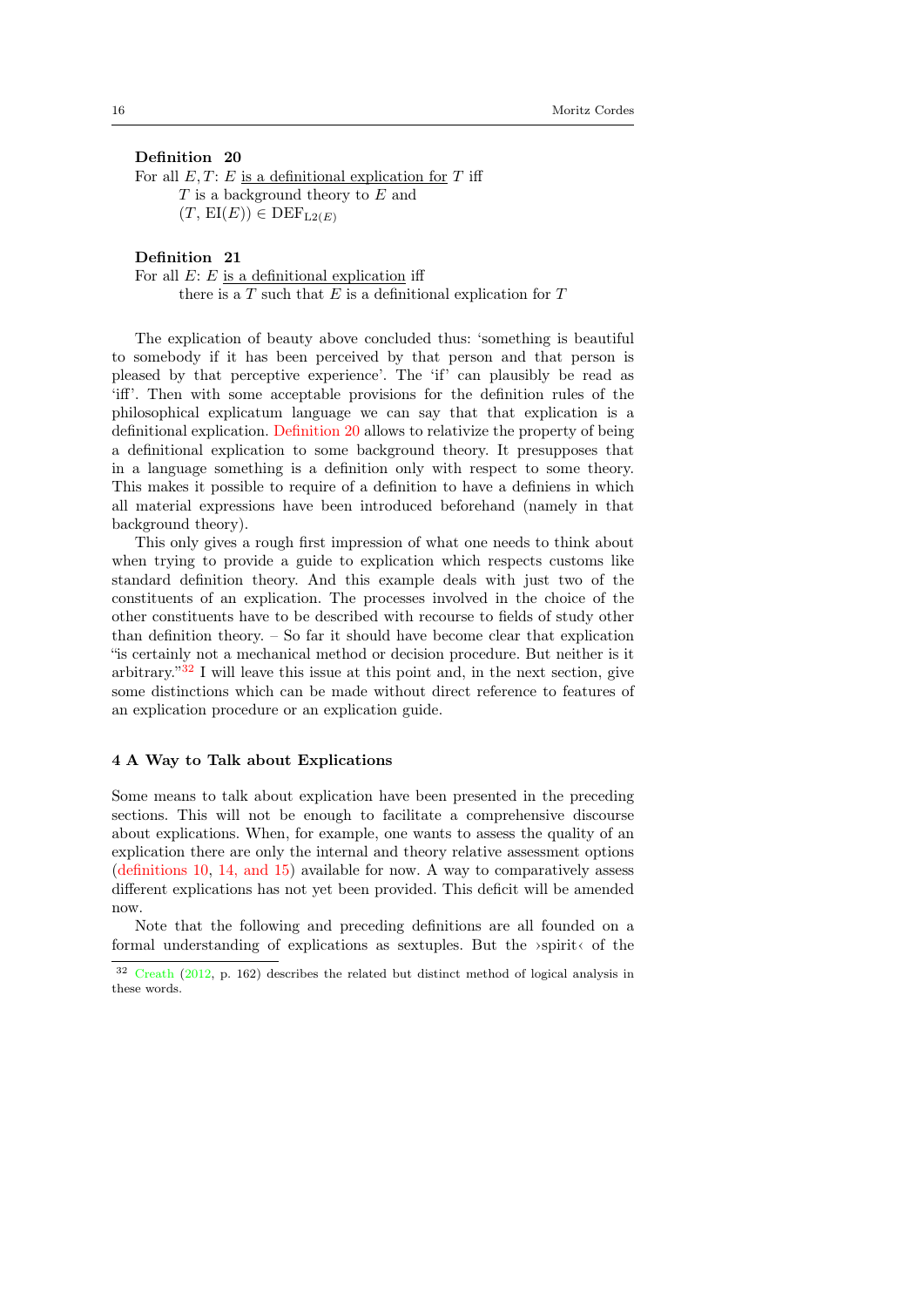**Definition 20**
For all $E, T$: $E$ <u>is a definitional explication for</u> $T$ iff
  $T$ is a background theory to $E$ and
  $(T, \mathrm{EI}(E)) \in \mathrm{DEF}_{\mathrm{L2}(E)}$

**Definition 21**
For all $E$: $E$ <u>is a definitional explication</u> iff
  there is a $T$ such that $E$ is a definitional explication for $T$

The explication of beauty above concluded thus: 'something is beautiful to somebody if it has been perceived by that person and that person is pleased by that perceptive experience'. The 'if' can plausibly be read as 'iff'. Then with some acceptable provisions for the definition rules of the philosophical explicatum language we can say that that explication is a definitional explication. Definition 20 allows to relativize the property of being a definitional explication to some background theory. It presupposes that in a language something is a definition only with respect to some theory. This makes it possible to require of a definition to have a definiens in which all material expressions have been introduced beforehand (namely in that background theory).

This only gives a rough first impression of what one needs to think about when trying to provide a guide to explication which respects customs like standard definition theory. And this example deals with just two of the constituents of an explication. The processes involved in the choice of the other constituents have to be described with recourse to fields of study other than definition theory. – So far it should have become clear that explication "is certainly not a mechanical method or decision procedure. But neither is it arbitrary."[32] I will leave this issue at this point and, in the next section, give some distinctions which can be made without direct reference to features of an explication procedure or an explication guide.

## 4 A Way to Talk about Explications

Some means to talk about explication have been presented in the preceding sections. This will not be enough to facilitate a comprehensive discourse about explications. When, for example, one wants to assess the quality of an explication there are only the internal and theory relative assessment options (definitions 10, 14, and 15) available for now. A way to comparatively assess different explications has not yet been provided. This deficit will be amended now.

Note that the following and preceding definitions are all founded on a formal understanding of explications as sextuples. But the ›spirit‹ of the

[32] Creath (2012, p. 162) describes the related but distinct method of logical analysis in these words.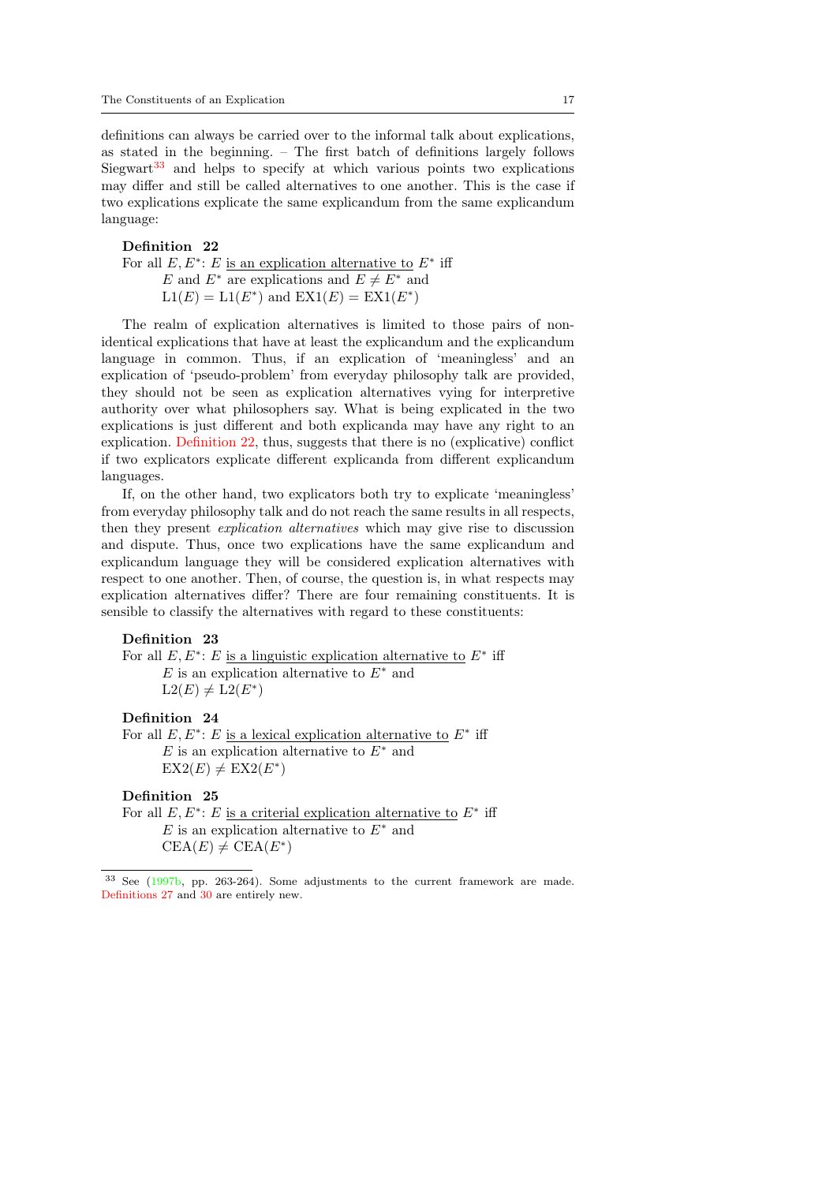definitions can always be carried over to the informal talk about explications, as stated in the beginning. – The first batch of definitions largely follows Siegwart[33] and helps to specify at which various points two explications may differ and still be called alternatives to one another. This is the case if two explications explicate the same explicandum from the same explicandum language:

**Definition 22**
For all $E, E^*$: $E$ <u>is an explication alternative to</u> $E^*$ iff
$E$ and $E^*$ are explications and $E \neq E^*$ and
$\mathrm{L1}(E) = \mathrm{L1}(E^*)$ and $\mathrm{EX1}(E) = \mathrm{EX1}(E^*)$

The realm of explication alternatives is limited to those pairs of non-identical explications that have at least the explicandum and the explicandum language in common. Thus, if an explication of 'meaningless' and an explication of 'pseudo-problem' from everyday philosophy talk are provided, they should not be seen as explication alternatives vying for interpretive authority over what philosophers say. What is being explicated in the two explications is just different and both explicanda may have any right to an explication. Definition 22, thus, suggests that there is no (explicative) conflict if two explicators explicate different explicanda from different explicandum languages.

If, on the other hand, two explicators both try to explicate 'meaningless' from everyday philosophy talk and do not reach the same results in all respects, then they present *explication alternatives* which may give rise to discussion and dispute. Thus, once two explications have the same explicandum and explicandum language they will be considered explication alternatives with respect to one another. Then, of course, the question is, in what respects may explication alternatives differ? There are four remaining constituents. It is sensible to classify the alternatives with regard to these constituents:

**Definition 23**
For all $E, E^*$: $E$ <u>is a linguistic explication alternative to</u> $E^*$ iff
$E$ is an explication alternative to $E^*$ and
$\mathrm{L2}(E) \neq \mathrm{L2}(E^*)$

**Definition 24**
For all $E, E^*$: $E$ <u>is a lexical explication alternative to</u> $E^*$ iff
$E$ is an explication alternative to $E^*$ and
$\mathrm{EX2}(E) \neq \mathrm{EX2}(E^*)$

**Definition 25**
For all $E, E^*$: $E$ <u>is a criterial explication alternative to</u> $E^*$ iff
$E$ is an explication alternative to $E^*$ and
$\mathrm{CEA}(E) \neq \mathrm{CEA}(E^*)$

---

[33] See (1997b, pp. 263-264). Some adjustments to the current framework are made. Definitions 27 and 30 are entirely new.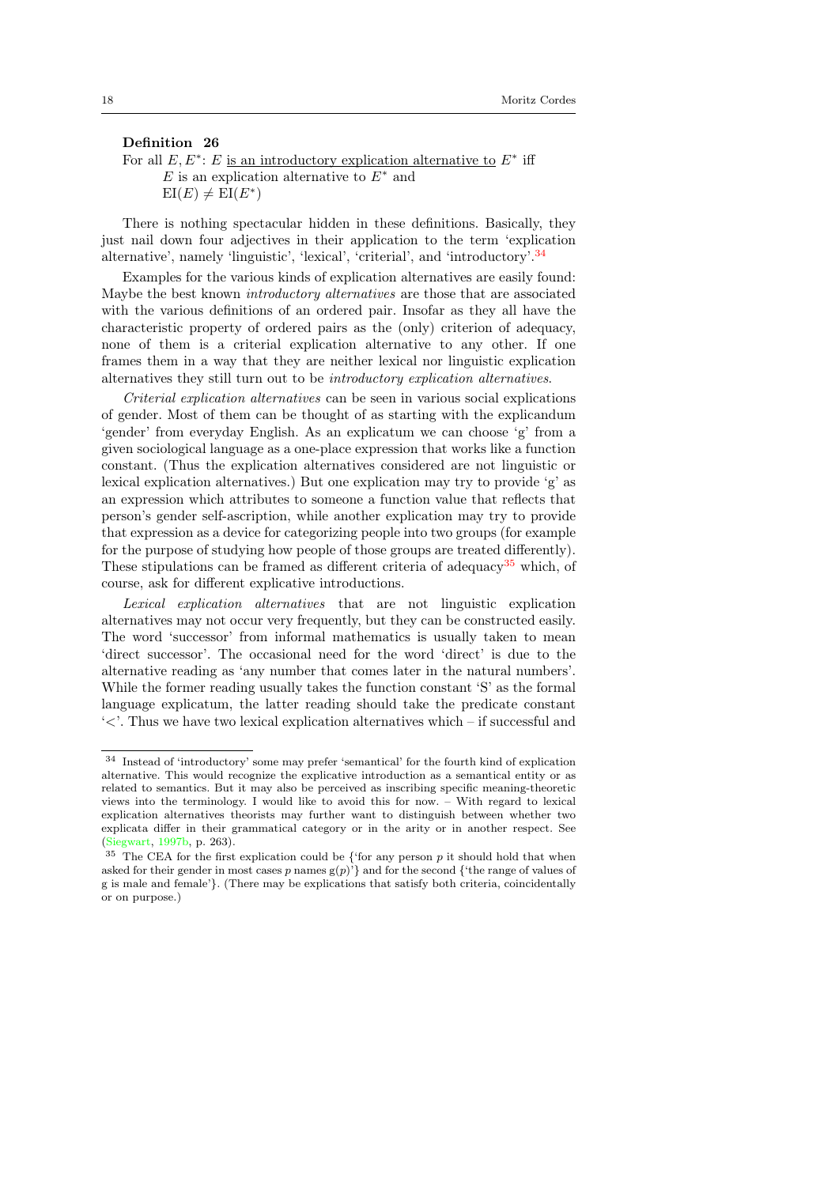**Definition 26**

For all $E, E^*$: $E$ <u>is an introductory explication alternative to</u> $E^*$ iff
$E$ is an explication alternative to $E^*$ and
$\mathrm{EI}(E) \neq \mathrm{EI}(E^*)$

There is nothing spectacular hidden in these definitions. Basically, they just nail down four adjectives in their application to the term 'explication alternative', namely 'linguistic', 'lexical', 'criterial', and 'introductory'.[34]

Examples for the various kinds of explication alternatives are easily found: Maybe the best known *introductory alternatives* are those that are associated with the various definitions of an ordered pair. Insofar as they all have the characteristic property of ordered pairs as the (only) criterion of adequacy, none of them is a criterial explication alternative to any other. If one frames them in a way that they are neither lexical nor linguistic explication alternatives they still turn out to be *introductory explication alternatives*.

*Criterial explication alternatives* can be seen in various social explications of gender. Most of them can be thought of as starting with the explicandum 'gender' from everyday English. As an explicatum we can choose 'g' from a given sociological language as a one-place expression that works like a function constant. (Thus the explication alternatives considered are not linguistic or lexical explication alternatives.) But one explication may try to provide 'g' as an expression which attributes to someone a function value that reflects that person's gender self-ascription, while another explication may try to provide that expression as a device for categorizing people into two groups (for example for the purpose of studying how people of those groups are treated differently). These stipulations can be framed as different criteria of adequacy[35] which, of course, ask for different explicative introductions.

*Lexical explication alternatives* that are not linguistic explication alternatives may not occur very frequently, but they can be constructed easily. The word 'successor' from informal mathematics is usually taken to mean 'direct successor'. The occasional need for the word 'direct' is due to the alternative reading as 'any number that comes later in the natural numbers'. While the former reading usually takes the function constant 'S' as the formal language explicatum, the latter reading should take the predicate constant '<'. Thus we have two lexical explication alternatives which – if successful and

---

[34] Instead of 'introductory' some may prefer 'semantical' for the fourth kind of explication alternative. This would recognize the explicative introduction as a semantical entity or as related to semantics. But it may also be perceived as inscribing specific meaning-theoretic views into the terminology. I would like to avoid this for now. – With regard to lexical explication alternatives theorists may further want to distinguish between whether two explicata differ in their grammatical category or in the arity or in another respect. See (Siegwart, 1997b, p. 263).

[35] The CEA for the first explication could be {'for any person $p$ it should hold that when asked for their gender in most cases $p$ names $g(p)$'} and for the second {'the range of values of g is male and female'}. (There may be explications that satisfy both criteria, coincidentally or on purpose.)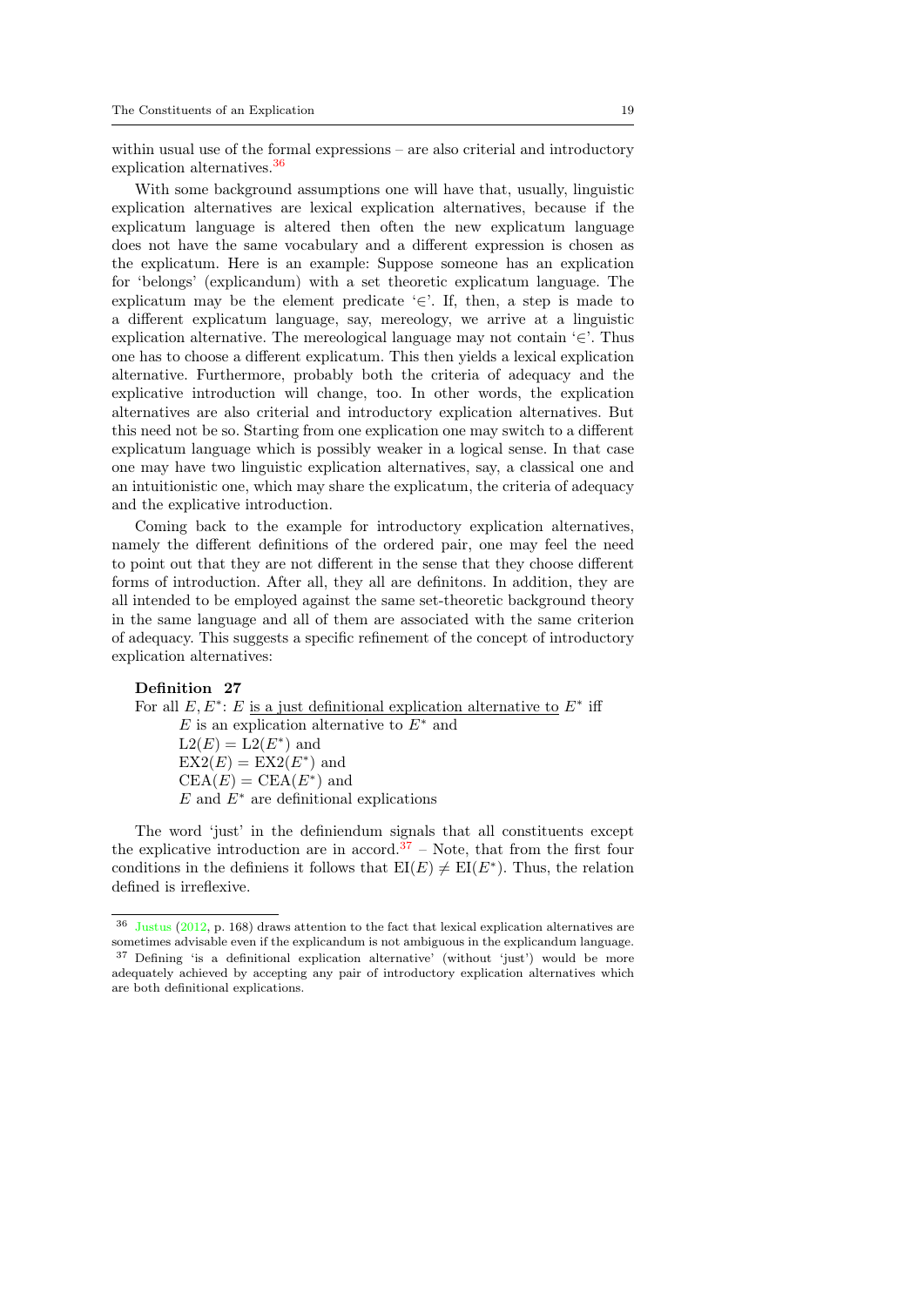within usual use of the formal expressions – are also criterial and introductory explication alternatives.[36]

With some background assumptions one will have that, usually, linguistic explication alternatives are lexical explication alternatives, because if the explicatum language is altered then often the new explicatum language does not have the same vocabulary and a different expression is chosen as the explicatum. Here is an example: Suppose someone has an explication for 'belongs' (explicandum) with a set theoretic explicatum language. The explicatum may be the element predicate '$\in$'. If, then, a step is made to a different explicatum language, say, mereology, we arrive at a linguistic explication alternative. The mereological language may not contain '$\in$'. Thus one has to choose a different explicatum. This then yields a lexical explication alternative. Furthermore, probably both the criteria of adequacy and the explicative introduction will change, too. In other words, the explication alternatives are also criterial and introductory explication alternatives. But this need not be so. Starting from one explication one may switch to a different explicatum language which is possibly weaker in a logical sense. In that case one may have two linguistic explication alternatives, say, a classical one and an intuitionistic one, which may share the explicatum, the criteria of adequacy and the explicative introduction.

Coming back to the example for introductory explication alternatives, namely the different definitions of the ordered pair, one may feel the need to point out that they are not different in the sense that they choose different forms of introduction. After all, they all are definitons. In addition, they are all intended to be employed against the same set-theoretic background theory in the same language and all of them are associated with the same criterion of adequacy. This suggests a specific refinement of the concept of introductory explication alternatives:

**Definition 27**
For all $E, E^*$: $E$ is a just definitional explication alternative to $E^*$ iff
$E$ is an explication alternative to $E^*$ and
$\mathrm{L2}(E) = \mathrm{L2}(E^*)$ and
$\mathrm{EX2}(E) = \mathrm{EX2}(E^*)$ and
$\mathrm{CEA}(E) = \mathrm{CEA}(E^*)$ and
$E$ and $E^*$ are definitional explications

The word 'just' in the definiendum signals that all constituents except the explicative introduction are in accord.[37] – Note, that from the first four conditions in the definiens it follows that $\mathrm{EI}(E) \neq \mathrm{EI}(E^*)$. Thus, the relation defined is irreflexive.

---

[36] Justus (2012, p. 168) draws attention to the fact that lexical explication alternatives are sometimes advisable even if the explicandum is not ambiguous in the explicandum language.

[37] Defining 'is a definitional explication alternative' (without 'just') would be more adequately achieved by accepting any pair of introductory explication alternatives which are both definitional explications.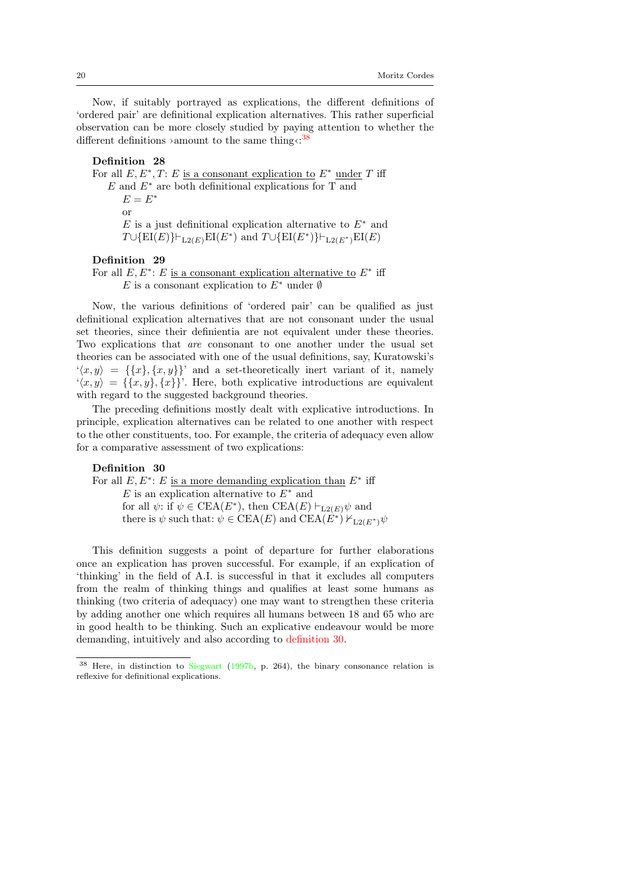Now, if suitably portrayed as explications, the different definitions of 'ordered pair' are definitional explication alternatives. This rather superficial observation can be more closely studied by paying attention to whether the different definitions ›amount to the same thing‹:[38]

**Definition 28**
For all $E, E^*, T$: $E$ <u>is a consonant explication to</u> $E^*$ <u>under</u> $T$ iff
$E$ and $E^*$ are both definitional explications for T and
$E = E^*$
or
$E$ is a just definitional explication alternative to $E^*$ and
$T \cup \{\mathrm{EI}(E)\} \vdash_{\mathrm{L2}(E)} \mathrm{EI}(E^*)$ and $T \cup \{\mathrm{EI}(E^*)\} \vdash_{\mathrm{L2}(E^*)} \mathrm{EI}(E)$

**Definition 29**
For all $E, E^*$: $E$ <u>is a consonant explication alternative to</u> $E^*$ iff
$E$ is a consonant explication to $E^*$ under $\emptyset$

Now, the various definitions of 'ordered pair' can be qualified as just definitional explication alternatives that are not consonant under the usual set theories, since their definientia are not equivalent under these theories. Two explications that *are* consonant to one another under the usual set theories can be associated with one of the usual definitions, say, Kuratowski's '$\langle x, y\rangle = \{\{x\}, \{x, y\}\}$' and a set-theoretically inert variant of it, namely '$\langle x, y\rangle = \{\{x, y\}, \{x\}\}$'. Here, both explicative introductions are equivalent with regard to the suggested background theories.

The preceding definitions mostly dealt with explicative introductions. In principle, explication alternatives can be related to one another with respect to the other constituents, too. For example, the criteria of adequacy even allow for a comparative assessment of two explications:

**Definition 30**
For all $E, E^*$: $E$ <u>is a more demanding explication than</u> $E^*$ iff
$E$ is an explication alternative to $E^*$ and
for all $\psi$: if $\psi \in \mathrm{CEA}(E^*)$, then $\mathrm{CEA}(E) \vdash_{\mathrm{L2}(E)} \psi$ and
there is $\psi$ such that: $\psi \in \mathrm{CEA}(E)$ and $\mathrm{CEA}(E^*) \nvdash_{\mathrm{L2}(E^*)} \psi$

This definition suggests a point of departure for further elaborations once an explication has proven successful. For example, if an explication of 'thinking' in the field of A.I. is successful in that it excludes all computers from the realm of thinking things and qualifies at least some humans as thinking (two criteria of adequacy) one may want to strengthen these criteria by adding another one which requires all humans between 18 and 65 who are in good health to be thinking. Such an explicative endeavour would be more demanding, intuitively and also according to definition 30.

[38] Here, in distinction to Siegwart (1997b, p. 264), the binary consonance relation is reflexive for definitional explications.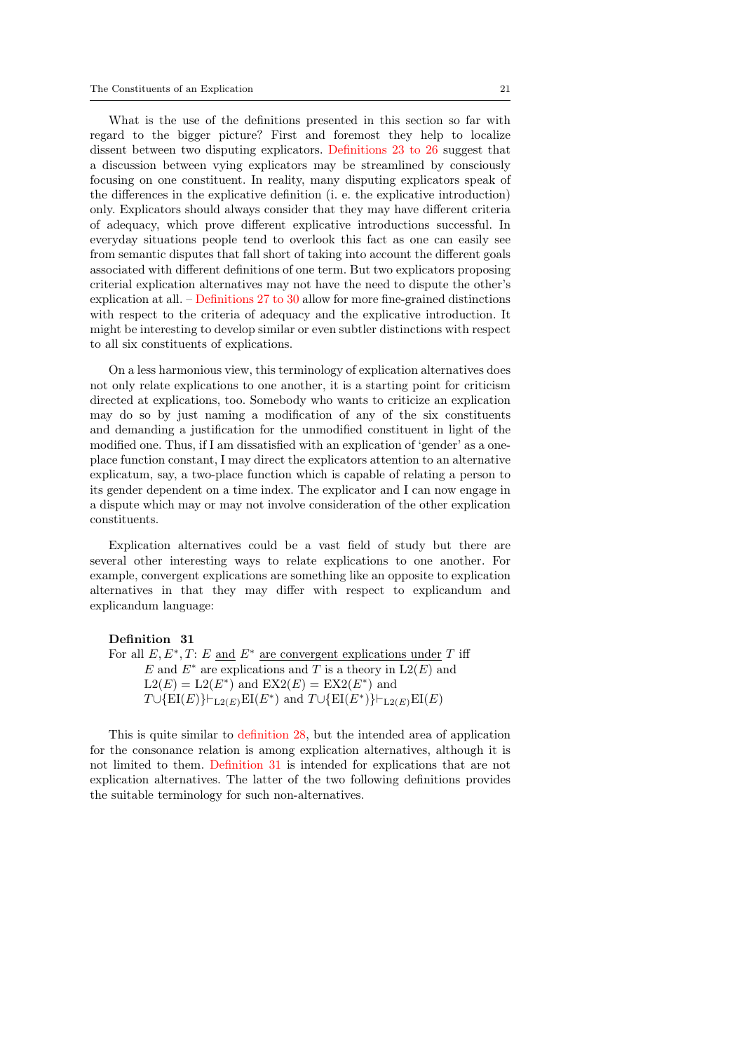What is the use of the definitions presented in this section so far with regard to the bigger picture? First and foremost they help to localize dissent between two disputing explicators. Definitions 23 to 26 suggest that a discussion between vying explicators may be streamlined by consciously focusing on one constituent. In reality, many disputing explicators speak of the differences in the explicative definition (i. e. the explicative introduction) only. Explicators should always consider that they may have different criteria of adequacy, which prove different explicative introductions successful. In everyday situations people tend to overlook this fact as one can easily see from semantic disputes that fall short of taking into account the different goals associated with different definitions of one term. But two explicators proposing criterial explication alternatives may not have the need to dispute the other's explication at all. – Definitions 27 to 30 allow for more fine-grained distinctions with respect to the criteria of adequacy and the explicative introduction. It might be interesting to develop similar or even subtler distinctions with respect to all six constituents of explications.

On a less harmonious view, this terminology of explication alternatives does not only relate explications to one another, it is a starting point for criticism directed at explications, too. Somebody who wants to criticize an explication may do so by just naming a modification of any of the six constituents and demanding a justification for the unmodified constituent in light of the modified one. Thus, if I am dissatisfied with an explication of 'gender' as a one-place function constant, I may direct the explicators attention to an alternative explicatum, say, a two-place function which is capable of relating a person to its gender dependent on a time index. The explicator and I can now engage in a dispute which may or may not involve consideration of the other explication constituents.

Explication alternatives could be a vast field of study but there are several other interesting ways to relate explications to one another. For example, convergent explications are something like an opposite to explication alternatives in that they may differ with respect to explicandum and explicandum language:

**Definition 31**
For all $E, E^*, T$: $E$ and $E^*$ are convergent explications under $T$ iff
$E$ and $E^*$ are explications and $T$ is a theory in $\mathrm{L2}(E)$ and
$\mathrm{L2}(E) = \mathrm{L2}(E^*)$ and $\mathrm{EX2}(E) = \mathrm{EX2}(E^*)$ and
$T \cup \{\mathrm{EI}(E)\} \vdash_{\mathrm{L2}(E)} \mathrm{EI}(E^*)$ and $T \cup \{\mathrm{EI}(E^*)\} \vdash_{\mathrm{L2}(E)} \mathrm{EI}(E)$

This is quite similar to definition 28, but the intended area of application for the consonance relation is among explication alternatives, although it is not limited to them. Definition 31 is intended for explications that are not explication alternatives. The latter of the two following definitions provides the suitable terminology for such non-alternatives.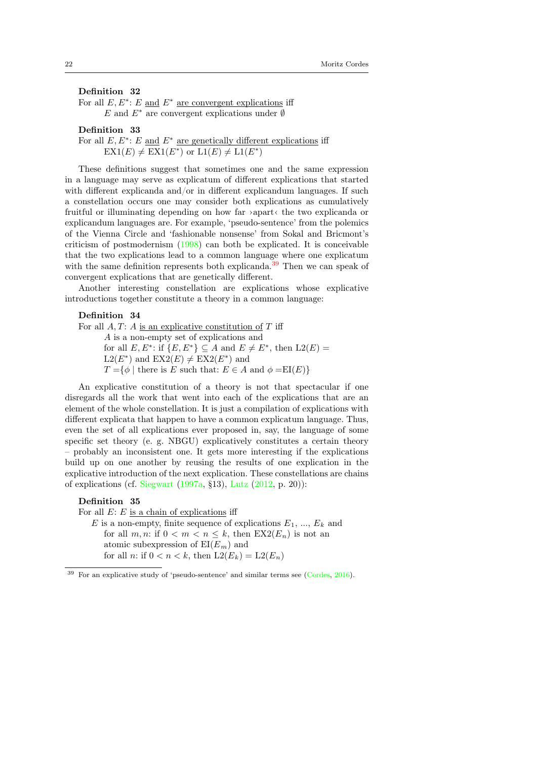**Definition 32**
For all $E, E^*$: $E$ and $E^*$ are convergent explications iff
$E$ and $E^*$ are convergent explications under $\emptyset$

**Definition 33**
For all $E, E^*$: $E$ and $E^*$ are genetically different explications iff
$\text{EX1}(E) \neq \text{EX1}(E^*)$ or $\text{L1}(E) \neq \text{L1}(E^*)$

These definitions suggest that sometimes one and the same expression in a language may serve as explicatum of different explications that started with different explicanda and/or in different explicandum languages. If such a constellation occurs one may consider both explications as cumulatively fruitful or illuminating depending on how far ›apart‹ the two explicanda or explicandum languages are. For example, 'pseudo-sentence' from the polemics of the Vienna Circle and 'fashionable nonsense' from Sokal and Bricmont's criticism of postmodernism (1998) can both be explicated. It is conceivable that the two explications lead to a common language where one explicatum with the same definition represents both explicanda.[39] Then we can speak of convergent explications that are genetically different.

Another interesting constellation are explications whose explicative introductions together constitute a theory in a common language:

**Definition 34**
For all $A, T$: $A$ is an explicative constitution of $T$ iff
$A$ is a non-empty set of explications and
for all $E, E^*$: if $\{E, E^*\} \subseteq A$ and $E \neq E^*$, then $\text{L2}(E) = \text{L2}(E^*)$ and $\text{EX2}(E) \neq \text{EX2}(E^*)$ and
$T = \{\phi \mid \text{there is } E \text{ such that: } E \in A \text{ and } \phi = \text{EI}(E)\}$

An explicative constitution of a theory is not that spectacular if one disregards all the work that went into each of the explications that are an element of the whole constellation. It is just a compilation of explications with different explicata that happen to have a common explicatum language. Thus, even the set of all explications ever proposed in, say, the language of some specific set theory (e. g. NBGU) explicatively constitutes a certain theory – probably an inconsistent one. It gets more interesting if the explications build up on one another by reusing the results of one explication in the explicative introduction of the next explication. These constellations are chains of explications (cf. Siegwart (1997a, §13), Lutz (2012, p. 20)):

**Definition 35**
For all $E$: $E$ is a chain of explications iff
$E$ is a non-empty, finite sequence of explications $E_1, ..., E_k$ and
for all $m, n$: if $0 < m < n \leq k$, then $\text{EX2}(E_n)$ is not an atomic subexpression of $\text{EI}(E_m)$ and
for all $n$: if $0 < n < k$, then $\text{L2}(E_k) = \text{L2}(E_n)$

---

[39] For an explicative study of 'pseudo-sentence' and similar terms see (Cordes, 2016).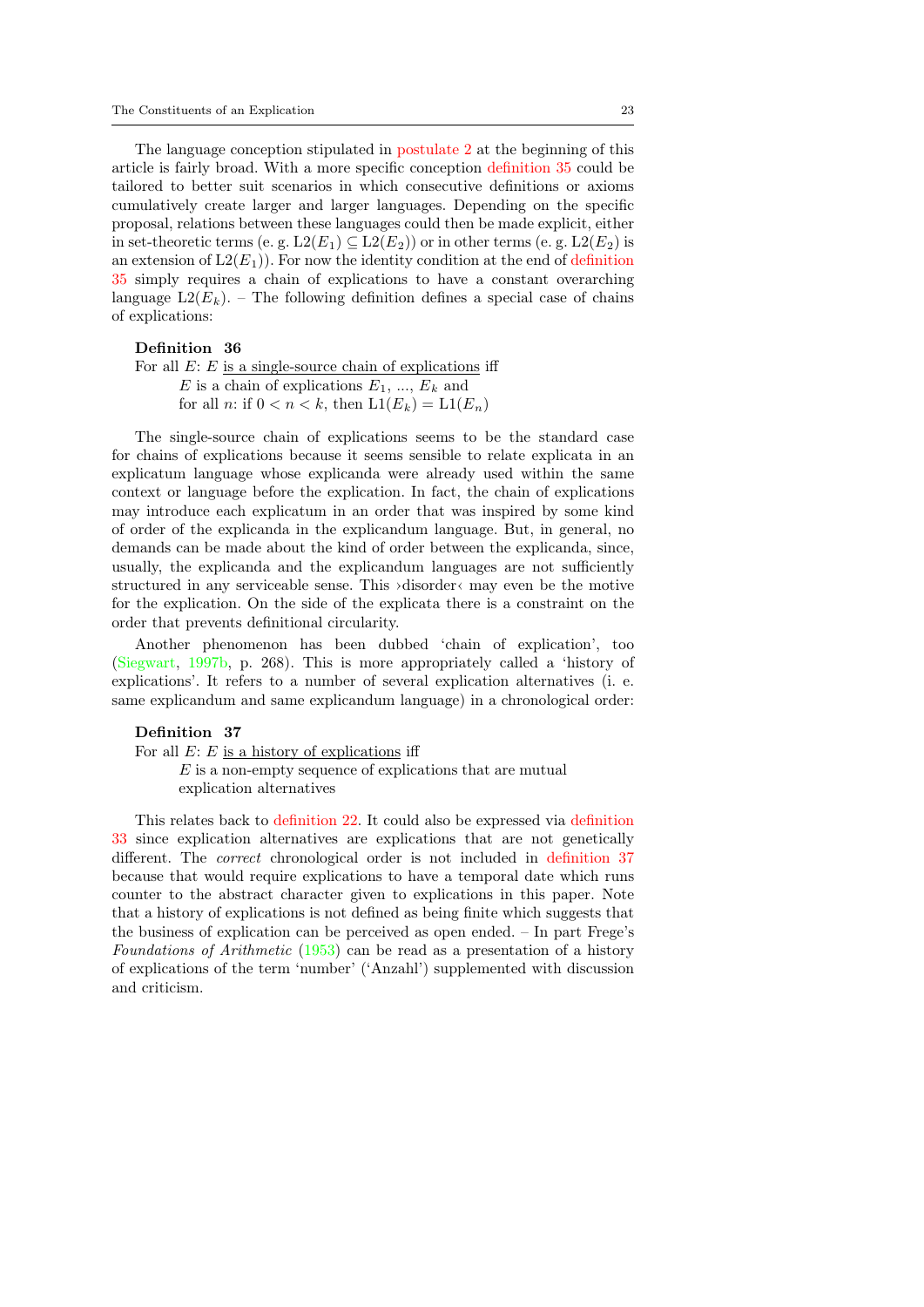The language conception stipulated in postulate 2 at the beginning of this article is fairly broad. With a more specific conception definition 35 could be tailored to better suit scenarios in which consecutive definitions or axioms cumulatively create larger and larger languages. Depending on the specific proposal, relations between these languages could then be made explicit, either in set-theoretic terms (e. g. $\mathrm{L2}(E_1) \subseteq \mathrm{L2}(E_2)$) or in other terms (e. g. $\mathrm{L2}(E_2)$ is an extension of $\mathrm{L2}(E_1)$). For now the identity condition at the end of definition 35 simply requires a chain of explications to have a constant overarching language $\mathrm{L2}(E_k)$. – The following definition defines a special case of chains of explications:

**Definition 36**

For all $E$: $E$ is a single-source chain of explications iff
 $E$ is a chain of explications $E_1$, ..., $E_k$ and
 for all $n$: if $0 < n < k$, then $\mathrm{L1}(E_k) = \mathrm{L1}(E_n)$

The single-source chain of explications seems to be the standard case for chains of explications because it seems sensible to relate explicata in an explicatum language whose explicanda were already used within the same context or language before the explication. In fact, the chain of explications may introduce each explicatum in an order that was inspired by some kind of order of the explicanda in the explicandum language. But, in general, no demands can be made about the kind of order between the explicanda, since, usually, the explicanda and the explicandum languages are not sufficiently structured in any serviceable sense. This ›disorder‹ may even be the motive for the explication. On the side of the explicata there is a constraint on the order that prevents definitional circularity.

Another phenomenon has been dubbed 'chain of explication', too (Siegwart, 1997b, p. 268). This is more appropriately called a 'history of explications'. It refers to a number of several explication alternatives (i. e. same explicandum and same explicandum language) in a chronological order:

**Definition 37**

For all $E$: $E$ is a history of explications iff
 $E$ is a non-empty sequence of explications that are mutual explication alternatives

This relates back to definition 22. It could also be expressed via definition 33 since explication alternatives are explications that are not genetically different. The *correct* chronological order is not included in definition 37 because that would require explications to have a temporal date which runs counter to the abstract character given to explications in this paper. Note that a history of explications is not defined as being finite which suggests that the business of explication can be perceived as open ended. – In part Frege's *Foundations of Arithmetic* (1953) can be read as a presentation of a history of explications of the term 'number' ('Anzahl') supplemented with discussion and criticism.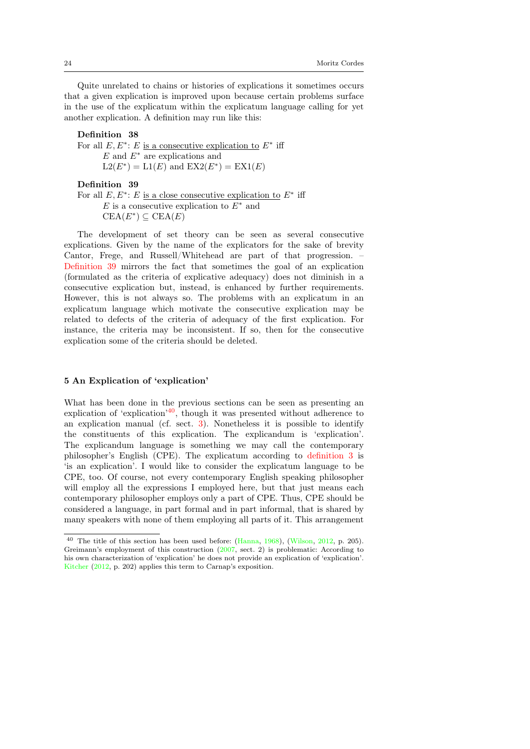Quite unrelated to chains or histories of explications it sometimes occurs that a given explication is improved upon because certain problems surface in the use of the explicatum within the explicatum language calling for yet another explication. A definition may run like this:

**Definition 38**
For all $E, E^*$: $E$ <u>is a consecutive explication to</u> $E^*$ iff
$E$ and $E^*$ are explications and
$\mathrm{L2}(E^*) = \mathrm{L1}(E)$ and $\mathrm{EX2}(E^*) = \mathrm{EX1}(E)$

**Definition 39**
For all $E, E^*$: $E$ <u>is a close consecutive explication to</u> $E^*$ iff
$E$ is a consecutive explication to $E^*$ and
$\mathrm{CEA}(E^*) \subseteq \mathrm{CEA}(E)$

The development of set theory can be seen as several consecutive explications. Given by the name of the explicators for the sake of brevity Cantor, Frege, and Russell/Whitehead are part of that progression. – Definition 39 mirrors the fact that sometimes the goal of an explication (formulated as the criteria of explicative adequacy) does not diminish in a consecutive explication but, instead, is enhanced by further requirements. However, this is not always so. The problems with an explicatum in an explicatum language which motivate the consecutive explication may be related to defects of the criteria of adequacy of the first explication. For instance, the criteria may be inconsistent. If so, then for the consecutive explication some of the criteria should be deleted.

## 5 An Explication of 'explication'

What has been done in the previous sections can be seen as presenting an explication of 'explication'[40], though it was presented without adherence to an explication manual (cf. sect. 3). Nonetheless it is possible to identify the constituents of this explication. The explicandum is 'explication'. The explicandum language is something we may call the contemporary philosopher's English (CPE). The explicatum according to definition 3 is 'is an explication'. I would like to consider the explicatum language to be CPE, too. Of course, not every contemporary English speaking philosopher will employ all the expressions I employed here, but that just means each contemporary philosopher employs only a part of CPE. Thus, CPE should be considered a language, in part formal and in part informal, that is shared by many speakers with none of them employing all parts of it. This arrangement

[40] The title of this section has been used before: (Hanna, 1968), (Wilson, 2012, p. 205). Greimann's employment of this construction (2007, sect. 2) is problematic: According to his own characterization of 'explication' he does not provide an explication of 'explication'. Kitcher (2012, p. 202) applies this term to Carnap's exposition.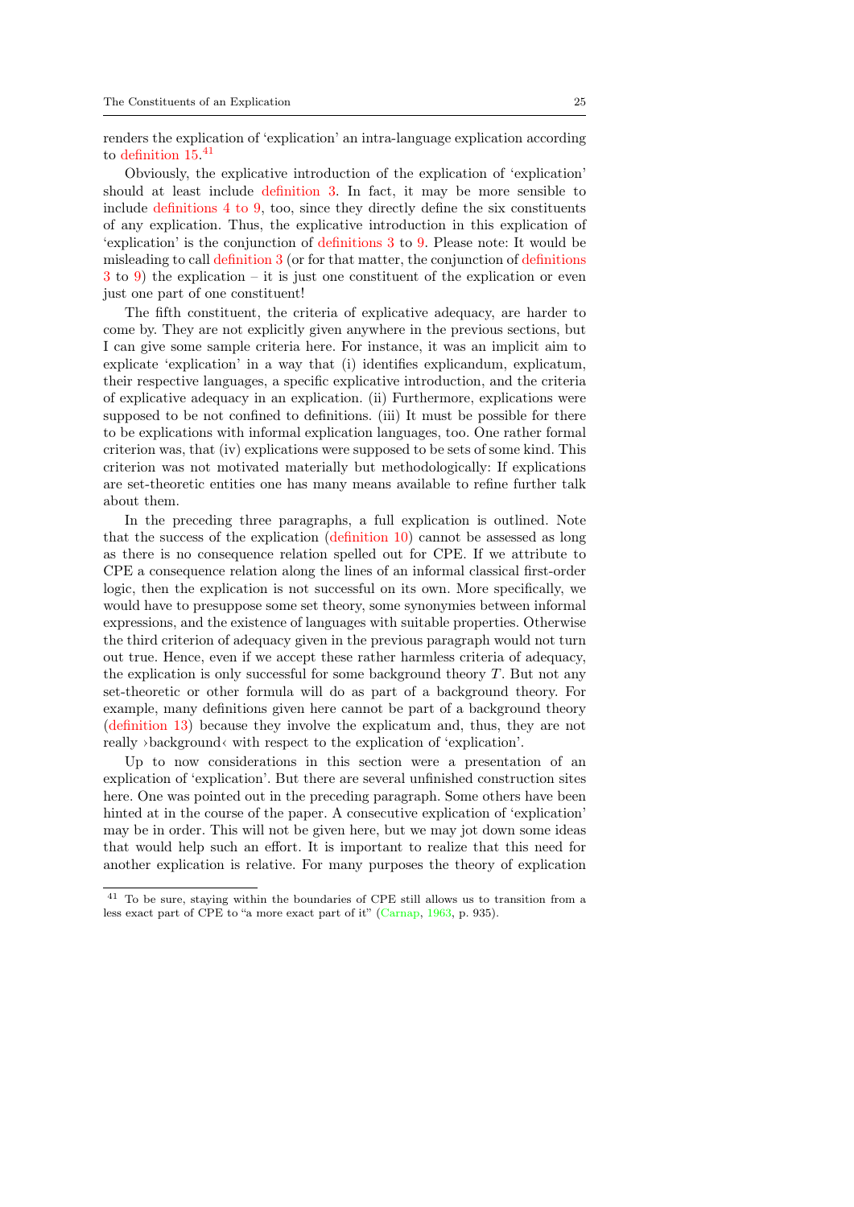renders the explication of 'explication' an intra-language explication according to definition 15.[41]

Obviously, the explicative introduction of the explication of 'explication' should at least include definition 3. In fact, it may be more sensible to include definitions 4 to 9, too, since they directly define the six constituents of any explication. Thus, the explicative introduction in this explication of 'explication' is the conjunction of definitions 3 to 9. Please note: It would be misleading to call definition 3 (or for that matter, the conjunction of definitions 3 to 9) the explication – it is just one constituent of the explication or even just one part of one constituent!

The fifth constituent, the criteria of explicative adequacy, are harder to come by. They are not explicitly given anywhere in the previous sections, but I can give some sample criteria here. For instance, it was an implicit aim to explicate 'explication' in a way that (i) identifies explicandum, explicatum, their respective languages, a specific explicative introduction, and the criteria of explicative adequacy in an explication. (ii) Furthermore, explications were supposed to be not confined to definitions. (iii) It must be possible for there to be explications with informal explication languages, too. One rather formal criterion was, that (iv) explications were supposed to be sets of some kind. This criterion was not motivated materially but methodologically: If explications are set-theoretic entities one has many means available to refine further talk about them.

In the preceding three paragraphs, a full explication is outlined. Note that the success of the explication (definition 10) cannot be assessed as long as there is no consequence relation spelled out for CPE. If we attribute to CPE a consequence relation along the lines of an informal classical first-order logic, then the explication is not successful on its own. More specifically, we would have to presuppose some set theory, some synonymies between informal expressions, and the existence of languages with suitable properties. Otherwise the third criterion of adequacy given in the previous paragraph would not turn out true. Hence, even if we accept these rather harmless criteria of adequacy, the explication is only successful for some background theory $T$. But not any set-theoretic or other formula will do as part of a background theory. For example, many definitions given here cannot be part of a background theory (definition 13) because they involve the explicatum and, thus, they are not really ›background‹ with respect to the explication of 'explication'.

Up to now considerations in this section were a presentation of an explication of 'explication'. But there are several unfinished construction sites here. One was pointed out in the preceding paragraph. Some others have been hinted at in the course of the paper. A consecutive explication of 'explication' may be in order. This will not be given here, but we may jot down some ideas that would help such an effort. It is important to realize that this need for another explication is relative. For many purposes the theory of explication

[41] To be sure, staying within the boundaries of CPE still allows us to transition from a less exact part of CPE to "a more exact part of it" (Carnap, 1963, p. 935).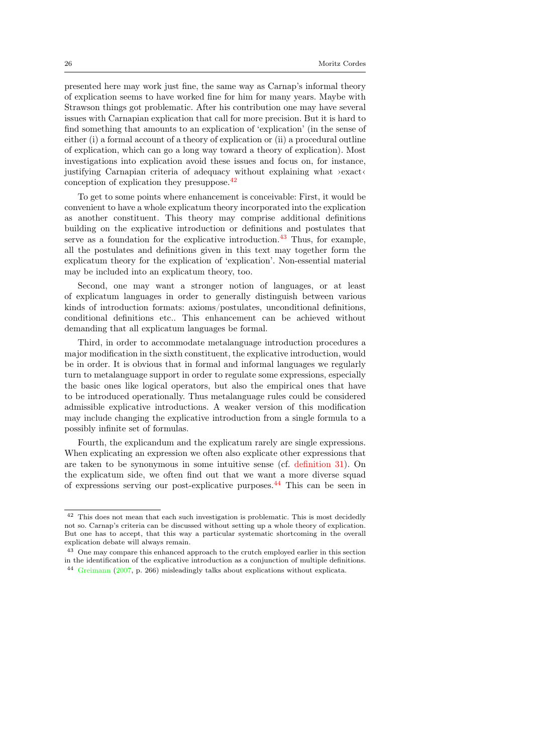presented here may work just fine, the same way as Carnap's informal theory of explication seems to have worked fine for him for many years. Maybe with Strawson things got problematic. After his contribution one may have several issues with Carnapian explication that call for more precision. But it is hard to find something that amounts to an explication of 'explication' (in the sense of either (i) a formal account of a theory of explication or (ii) a procedural outline of explication, which can go a long way toward a theory of explication). Most investigations into explication avoid these issues and focus on, for instance, justifying Carnapian criteria of adequacy without explaining what ›exact‹ conception of explication they presuppose.[42]

To get to some points where enhancement is conceivable: First, it would be convenient to have a whole explicatum theory incorporated into the explication as another constituent. This theory may comprise additional definitions building on the explicative introduction or definitions and postulates that serve as a foundation for the explicative introduction.[43] Thus, for example, all the postulates and definitions given in this text may together form the explicatum theory for the explication of 'explication'. Non-essential material may be included into an explicatum theory, too.

Second, one may want a stronger notion of languages, or at least of explicatum languages in order to generally distinguish between various kinds of introduction formats: axioms/postulates, unconditional definitions, conditional definitions etc.. This enhancement can be achieved without demanding that all explicatum languages be formal.

Third, in order to accommodate metalanguage introduction procedures a major modification in the sixth constituent, the explicative introduction, would be in order. It is obvious that in formal and informal languages we regularly turn to metalanguage support in order to regulate some expressions, especially the basic ones like logical operators, but also the empirical ones that have to be introduced operationally. Thus metalanguage rules could be considered admissible explicative introductions. A weaker version of this modification may include changing the explicative introduction from a single formula to a possibly infinite set of formulas.

Fourth, the explicandum and the explicatum rarely are single expressions. When explicating an expression we often also explicate other expressions that are taken to be synonymous in some intuitive sense (cf. definition 31). On the explicatum side, we often find out that we want a more diverse squad of expressions serving our post-explicative purposes.[44] This can be seen in

---

[42] This does not mean that each such investigation is problematic. This is most decidedly not so. Carnap's criteria can be discussed without setting up a whole theory of explication. But one has to accept, that this way a particular systematic shortcoming in the overall explication debate will always remain.

[43] One may compare this enhanced approach to the crutch employed earlier in this section in the identification of the explicative introduction as a conjunction of multiple definitions.

[44] Greimann (2007, p. 266) misleadingly talks about explications without explicata.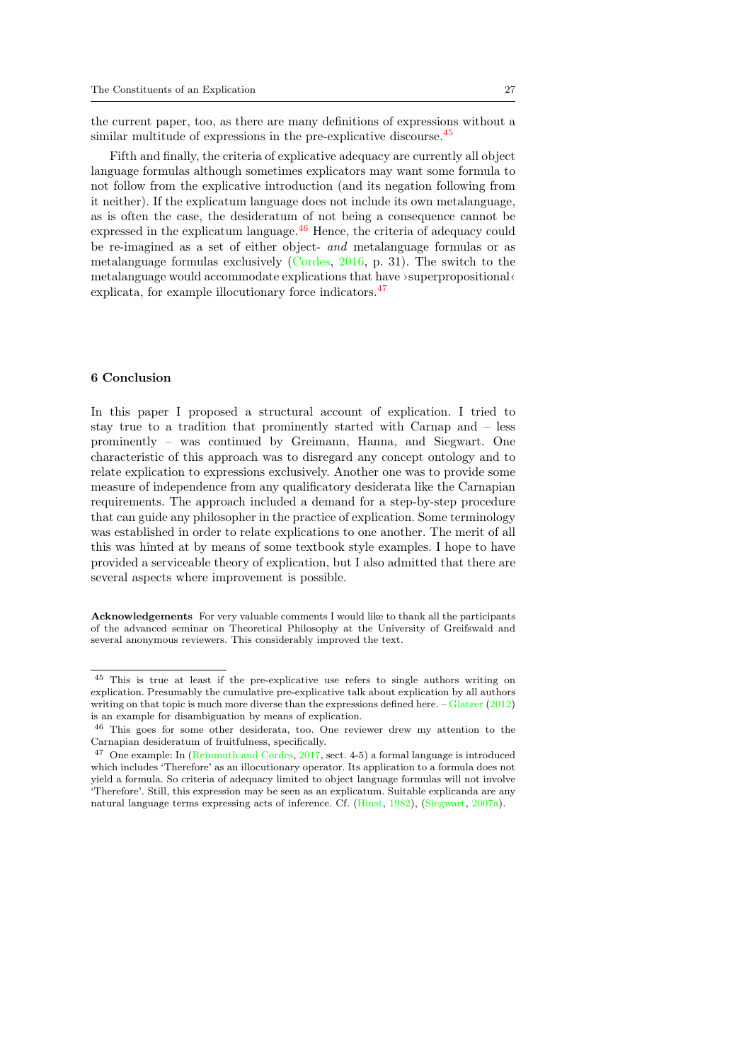the current paper, too, as there are many definitions of expressions without a similar multitude of expressions in the pre-explicative discourse.[45]

Fifth and finally, the criteria of explicative adequacy are currently all object language formulas although sometimes explicators may want some formula to not follow from the explicative introduction (and its negation following from it neither). If the explicatum language does not include its own metalanguage, as is often the case, the desideratum of not being a consequence cannot be expressed in the explicatum language.[46] Hence, the criteria of adequacy could be re-imagined as a set of either object- *and* metalanguage formulas or as metalanguage formulas exclusively (Cordes, 2016, p. 31). The switch to the metalanguage would accommodate explications that have ›superpropositional‹ explicata, for example illocutionary force indicators.[47]

## 6 Conclusion

In this paper I proposed a structural account of explication. I tried to stay true to a tradition that prominently started with Carnap and – less prominently – was continued by Greimann, Hanna, and Siegwart. One characteristic of this approach was to disregard any concept ontology and to relate explication to expressions exclusively. Another one was to provide some measure of independence from any qualificatory desiderata like the Carnapian requirements. The approach included a demand for a step-by-step procedure that can guide any philosopher in the practice of explication. Some terminology was established in order to relate explications to one another. The merit of all this was hinted at by means of some textbook style examples. I hope to have provided a serviceable theory of explication, but I also admitted that there are several aspects where improvement is possible.

**Acknowledgements** For very valuable comments I would like to thank all the participants of the advanced seminar on Theoretical Philosophy at the University of Greifswald and several anonymous reviewers. This considerably improved the text.

[45] This is true at least if the pre-explicative use refers to single authors writing on explication. Presumably the cumulative pre-explicative talk about explication by all authors writing on that topic is much more diverse than the expressions defined here. – Glatzer (2012) is an example for disambiguation by means of explication.

[46] This goes for some other desiderata, too. One reviewer drew my attention to the Carnapian desideratum of fruitfulness, specifically.

[47] One example: In (Reinmuth and Cordes, 2017, sect. 4-5) a formal language is introduced which includes 'Therefore' as an illocutionary operator. Its application to a formula does not yield a formula. So criteria of adequacy limited to object language formulas will not involve 'Therefore'. Still, this expression may be seen as an explicatum. Suitable explicanda are any natural language terms expressing acts of inference. Cf. (Hinst, 1982), (Siegwart, 2007a).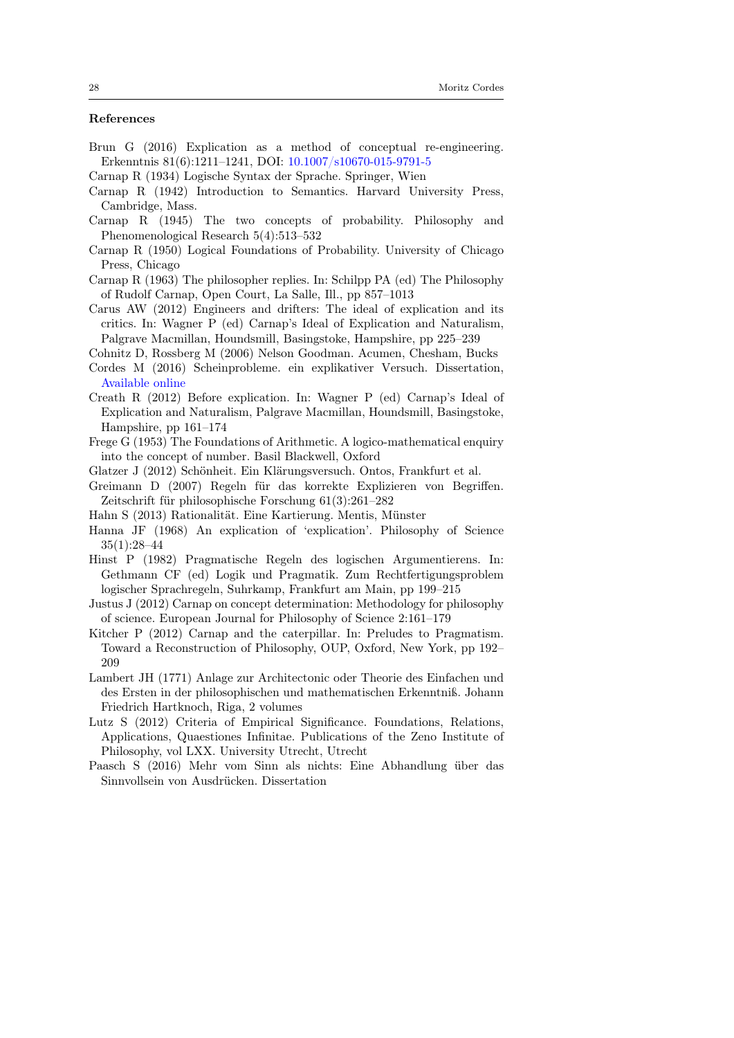## References

Brun G (2016) Explication as a method of conceptual re-engineering. Erkenntnis 81(6):1211–1241, DOI: 10.1007/s10670-015-9791-5

Carnap R (1934) Logische Syntax der Sprache. Springer, Wien

Carnap R (1942) Introduction to Semantics. Harvard University Press, Cambridge, Mass.

Carnap R (1945) The two concepts of probability. Philosophy and Phenomenological Research 5(4):513–532

Carnap R (1950) Logical Foundations of Probability. University of Chicago Press, Chicago

Carnap R (1963) The philosopher replies. In: Schilpp PA (ed) The Philosophy of Rudolf Carnap, Open Court, La Salle, Ill., pp 857–1013

Carus AW (2012) Engineers and drifters: The ideal of explication and its critics. In: Wagner P (ed) Carnap's Ideal of Explication and Naturalism, Palgrave Macmillan, Houndsmill, Basingstoke, Hampshire, pp 225–239

Cohnitz D, Rossberg M (2006) Nelson Goodman. Acumen, Chesham, Bucks

Cordes M (2016) Scheinprobleme. ein explikativer Versuch. Dissertation, Available online

Creath R (2012) Before explication. In: Wagner P (ed) Carnap's Ideal of Explication and Naturalism, Palgrave Macmillan, Houndsmill, Basingstoke, Hampshire, pp 161–174

Frege G (1953) The Foundations of Arithmetic. A logico-mathematical enquiry into the concept of number. Basil Blackwell, Oxford

Glatzer J (2012) Schönheit. Ein Klärungsversuch. Ontos, Frankfurt et al.

Greimann D (2007) Regeln für das korrekte Explizieren von Begriffen. Zeitschrift für philosophische Forschung 61(3):261–282

Hahn S (2013) Rationalität. Eine Kartierung. Mentis, Münster

Hanna JF (1968) An explication of 'explication'. Philosophy of Science 35(1):28–44

Hinst P (1982) Pragmatische Regeln des logischen Argumentierens. In: Gethmann CF (ed) Logik und Pragmatik. Zum Rechtfertigungsproblem logischer Sprachregeln, Suhrkamp, Frankfurt am Main, pp 199–215

Justus J (2012) Carnap on concept determination: Methodology for philosophy of science. European Journal for Philosophy of Science 2:161–179

Kitcher P (2012) Carnap and the caterpillar. In: Preludes to Pragmatism. Toward a Reconstruction of Philosophy, OUP, Oxford, New York, pp 192–209

Lambert JH (1771) Anlage zur Architectonic oder Theorie des Einfachen und des Ersten in der philosophischen und mathematischen Erkenntniß. Johann Friedrich Hartknoch, Riga, 2 volumes

Lutz S (2012) Criteria of Empirical Significance. Foundations, Relations, Applications, Quaestiones Infinitae. Publications of the Zeno Institute of Philosophy, vol LXX. University Utrecht, Utrecht

Paasch S (2016) Mehr vom Sinn als nichts: Eine Abhandlung über das Sinnvollsein von Ausdrücken. Dissertation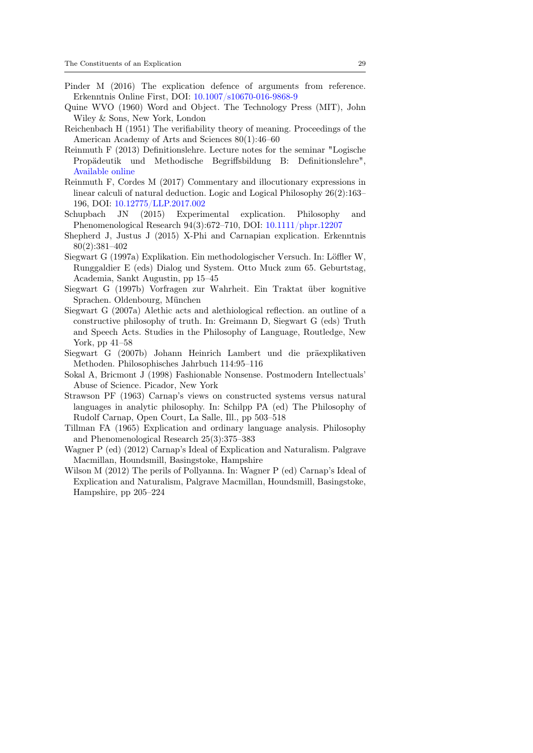Pinder M (2016) The explication defence of arguments from reference. Erkenntnis Online First, DOI: 10.1007/s10670-016-9868-9

Quine WVO (1960) Word and Object. The Technology Press (MIT), John Wiley & Sons, New York, London

Reichenbach H (1951) The verifiability theory of meaning. Proceedings of the American Academy of Arts and Sciences 80(1):46–60

Reinmuth F (2013) Definitionslehre. Lecture notes for the seminar "Logische Propädeutik und Methodische Begriffsbildung B: Definitionslehre", Available online

Reinmuth F, Cordes M (2017) Commentary and illocutionary expressions in linear calculi of natural deduction. Logic and Logical Philosophy 26(2):163–196, DOI: 10.12775/LLP.2017.002

Schupbach JN (2015) Experimental explication. Philosophy and Phenomenological Research 94(3):672–710, DOI: 10.1111/phpr.12207

Shepherd J, Justus J (2015) X-Phi and Carnapian explication. Erkenntnis 80(2):381–402

Siegwart G (1997a) Explikation. Ein methodologischer Versuch. In: Löffler W, Runggaldier E (eds) Dialog und System. Otto Muck zum 65. Geburtstag, Academia, Sankt Augustin, pp 15–45

Siegwart G (1997b) Vorfragen zur Wahrheit. Ein Traktat über kognitive Sprachen. Oldenbourg, München

Siegwart G (2007a) Alethic acts and alethiological reflection. an outline of a constructive philosophy of truth. In: Greimann D, Siegwart G (eds) Truth and Speech Acts. Studies in the Philosophy of Language, Routledge, New York, pp 41–58

Siegwart G (2007b) Johann Heinrich Lambert und die präexplikativen Methoden. Philosophisches Jahrbuch 114:95–116

Sokal A, Bricmont J (1998) Fashionable Nonsense. Postmodern Intellectuals' Abuse of Science. Picador, New York

Strawson PF (1963) Carnap's views on constructed systems versus natural languages in analytic philosophy. In: Schilpp PA (ed) The Philosophy of Rudolf Carnap, Open Court, La Salle, Ill., pp 503–518

Tillman FA (1965) Explication and ordinary language analysis. Philosophy and Phenomenological Research 25(3):375–383

Wagner P (ed) (2012) Carnap's Ideal of Explication and Naturalism. Palgrave Macmillan, Houndsmill, Basingstoke, Hampshire

Wilson M (2012) The perils of Pollyanna. In: Wagner P (ed) Carnap's Ideal of Explication and Naturalism, Palgrave Macmillan, Houndsmill, Basingstoke, Hampshire, pp 205–224